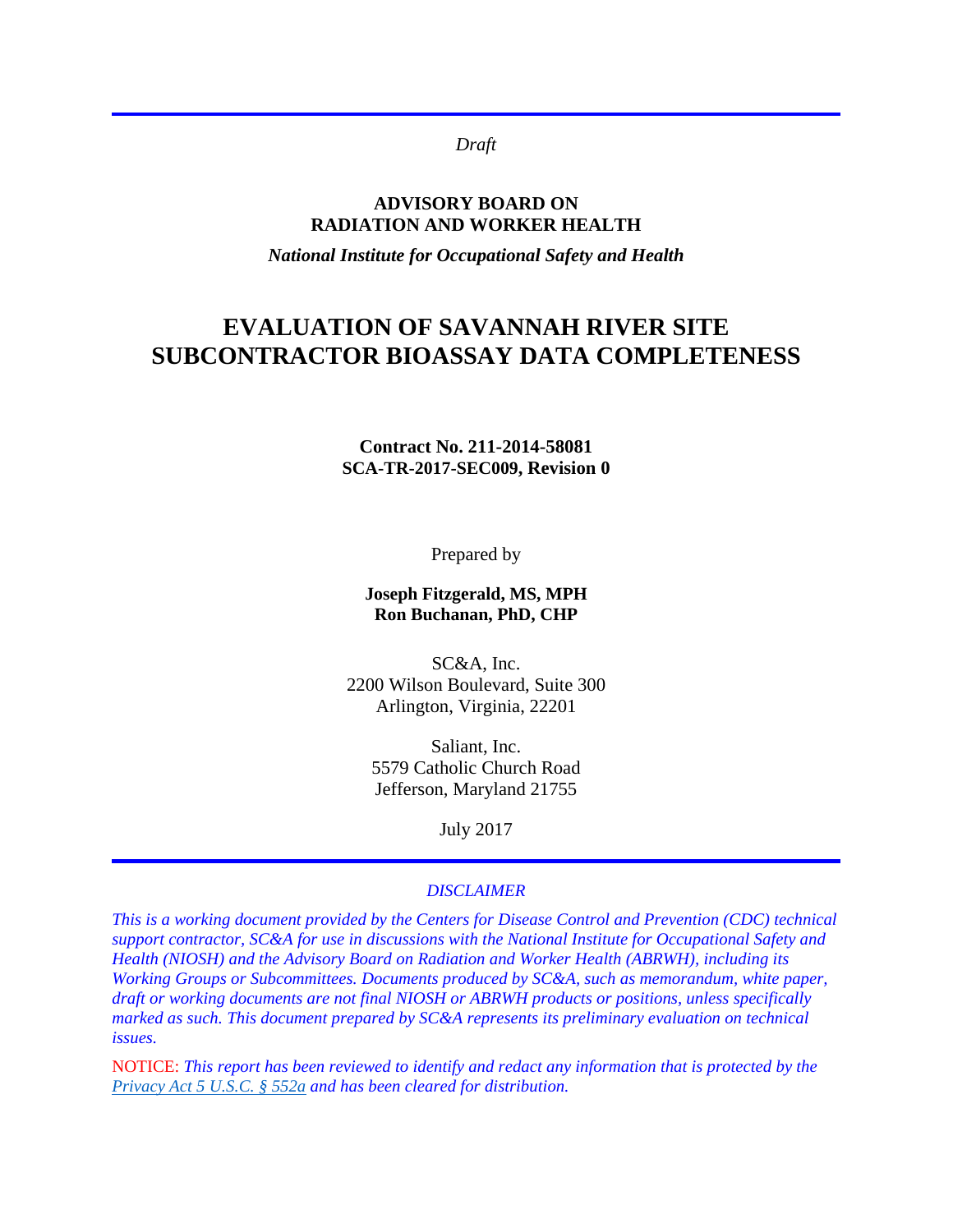*Draft*

**ADVISORY BOARD ON**
**RADIATION AND WORKER HEALTH**

***National Institute for Occupational Safety and Health***

# EVALUATION OF SAVANNAH RIVER SITE SUBCONTRACTOR BIOASSAY DATA COMPLETENESS

**Contract No. 211-2014-58081**
**SCA-TR-2017-SEC009, Revision 0**

Prepared by

**Joseph Fitzgerald, MS, MPH**
**Ron Buchanan, PhD, CHP**

SC&A, Inc.
2200 Wilson Boulevard, Suite 300
Arlington, Virginia, 22201

Saliant, Inc.
5579 Catholic Church Road
Jefferson, Maryland 21755

July 2017

*DISCLAIMER*

*This is a working document provided by the Centers for Disease Control and Prevention (CDC) technical support contractor, SC&A for use in discussions with the National Institute for Occupational Safety and Health (NIOSH) and the Advisory Board on Radiation and Worker Health (ABRWH), including its Working Groups or Subcommittees. Documents produced by SC&A, such as memorandum, white paper, draft or working documents are not final NIOSH or ABRWH products or positions, unless specifically marked as such. This document prepared by SC&A represents its preliminary evaluation on technical issues.*

NOTICE: *This report has been reviewed to identify and redact any information that is protected by the Privacy Act 5 U.S.C. § 552a and has been cleared for distribution.*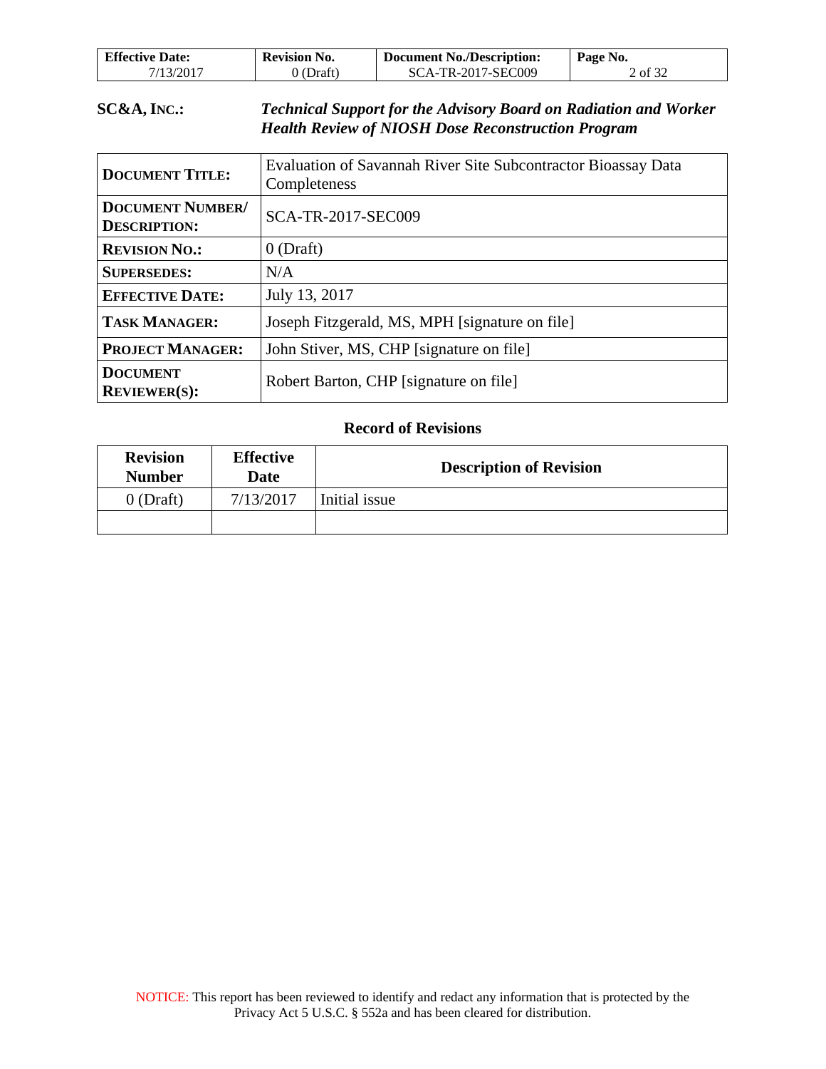**SC&A, INC.:** ***Technical Support for the Advisory Board on Radiation and Worker Health Review of NIOSH Dose Reconstruction Program***

| | |
|---|---|
| **DOCUMENT TITLE:** | Evaluation of Savannah River Site Subcontractor Bioassay Data Completeness |
| **DOCUMENT NUMBER/ DESCRIPTION:** | SCA-TR-2017-SEC009 |
| **REVISION NO.:** | 0 (Draft) |
| **SUPERSEDES:** | N/A |
| **EFFECTIVE DATE:** | July 13, 2017 |
| **TASK MANAGER:** | Joseph Fitzgerald, MS, MPH [signature on file] |
| **PROJECT MANAGER:** | John Stiver, MS, CHP [signature on file] |
| **DOCUMENT REVIEWER(S):** | Robert Barton, CHP [signature on file] |

## Record of Revisions

| Revision Number | Effective Date | Description of Revision |
|---|---|---|
| 0 (Draft) | 7/13/2017 | Initial issue |
| | | |

NOTICE: This report has been reviewed to identify and redact any information that is protected by the Privacy Act 5 U.S.C. § 552a and has been cleared for distribution.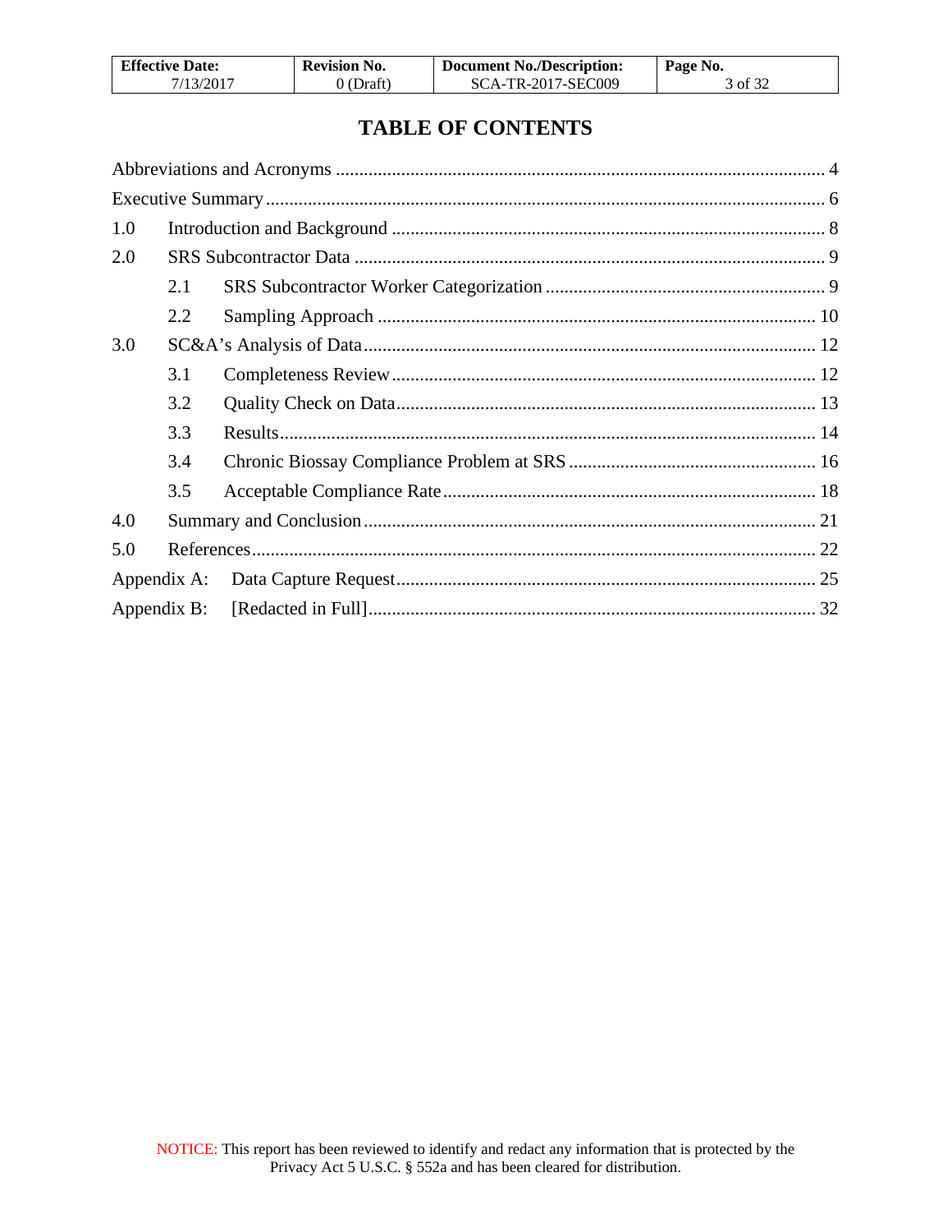# TABLE OF CONTENTS

Abbreviations and Acronyms ........................................................................................................ 4

Executive Summary ....................................................................................................................... 6

1.0 Introduction and Background ............................................................................................ 8

2.0 SRS Subcontractor Data .................................................................................................... 9

  2.1 SRS Subcontractor Worker Categorization ............................................................ 9

  2.2 Sampling Approach ............................................................................................. 10

3.0 SC&A's Analysis of Data ................................................................................................ 12

  3.1 Completeness Review .......................................................................................... 12

  3.2 Quality Check on Data ......................................................................................... 13

  3.3 Results .................................................................................................................. 14

  3.4 Chronic Biossay Compliance Problem at SRS ..................................................... 16

  3.5 Acceptable Compliance Rate ............................................................................... 18

4.0 Summary and Conclusion ................................................................................................ 21

5.0 References ........................................................................................................................ 22

Appendix A: Data Capture Request .......................................................................................... 25

Appendix B: [Redacted in Full] ................................................................................................ 32

NOTICE: This report has been reviewed to identify and redact any information that is protected by the Privacy Act 5 U.S.C. § 552a and has been cleared for distribution.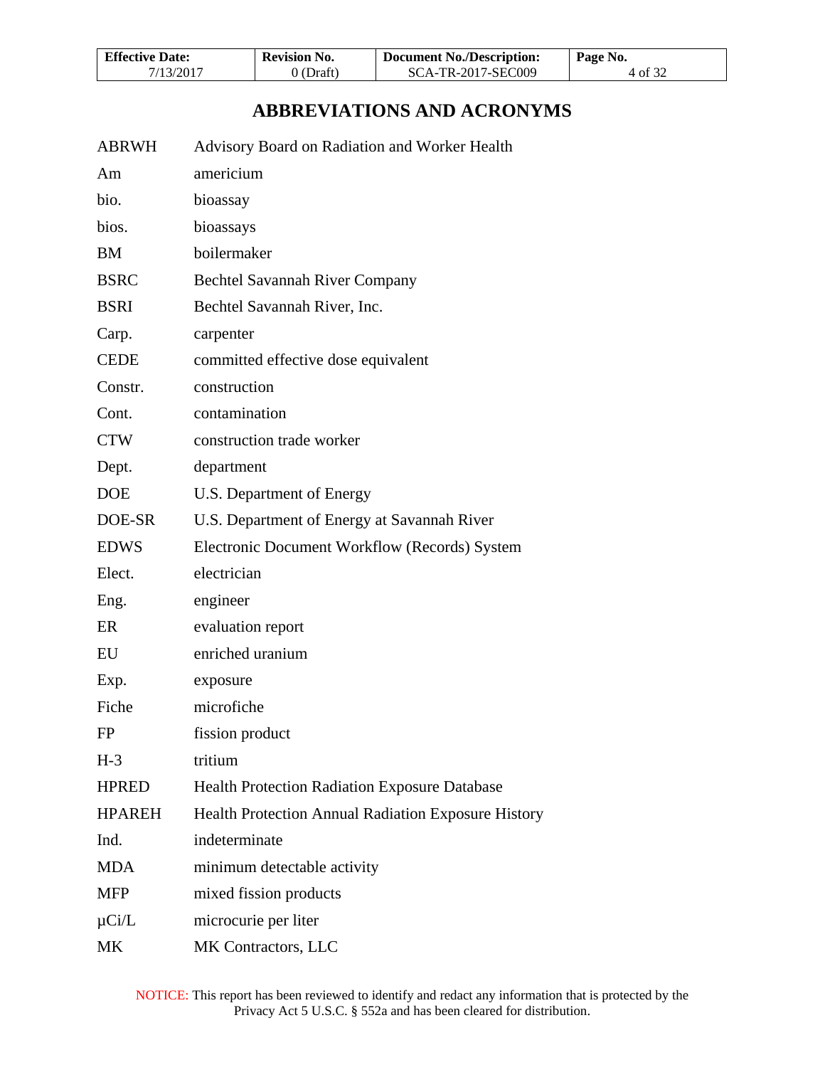# ABBREVIATIONS AND ACRONYMS

| | |
|---|---|
| ABRWH | Advisory Board on Radiation and Worker Health |
| Am | americium |
| bio. | bioassay |
| bios. | bioassays |
| BM | boilermaker |
| BSRC | Bechtel Savannah River Company |
| BSRI | Bechtel Savannah River, Inc. |
| Carp. | carpenter |
| CEDE | committed effective dose equivalent |
| Constr. | construction |
| Cont. | contamination |
| CTW | construction trade worker |
| Dept. | department |
| DOE | U.S. Department of Energy |
| DOE-SR | U.S. Department of Energy at Savannah River |
| EDWS | Electronic Document Workflow (Records) System |
| Elect. | electrician |
| Eng. | engineer |
| ER | evaluation report |
| EU | enriched uranium |
| Exp. | exposure |
| Fiche | microfiche |
| FP | fission product |
| H-3 | tritium |
| HPRED | Health Protection Radiation Exposure Database |
| HPAREH | Health Protection Annual Radiation Exposure History |
| Ind. | indeterminate |
| MDA | minimum detectable activity |
| MFP | mixed fission products |
| µCi/L | microcurie per liter |
| MK | MK Contractors, LLC |

NOTICE: This report has been reviewed to identify and redact any information that is protected by the Privacy Act 5 U.S.C. § 552a and has been cleared for distribution.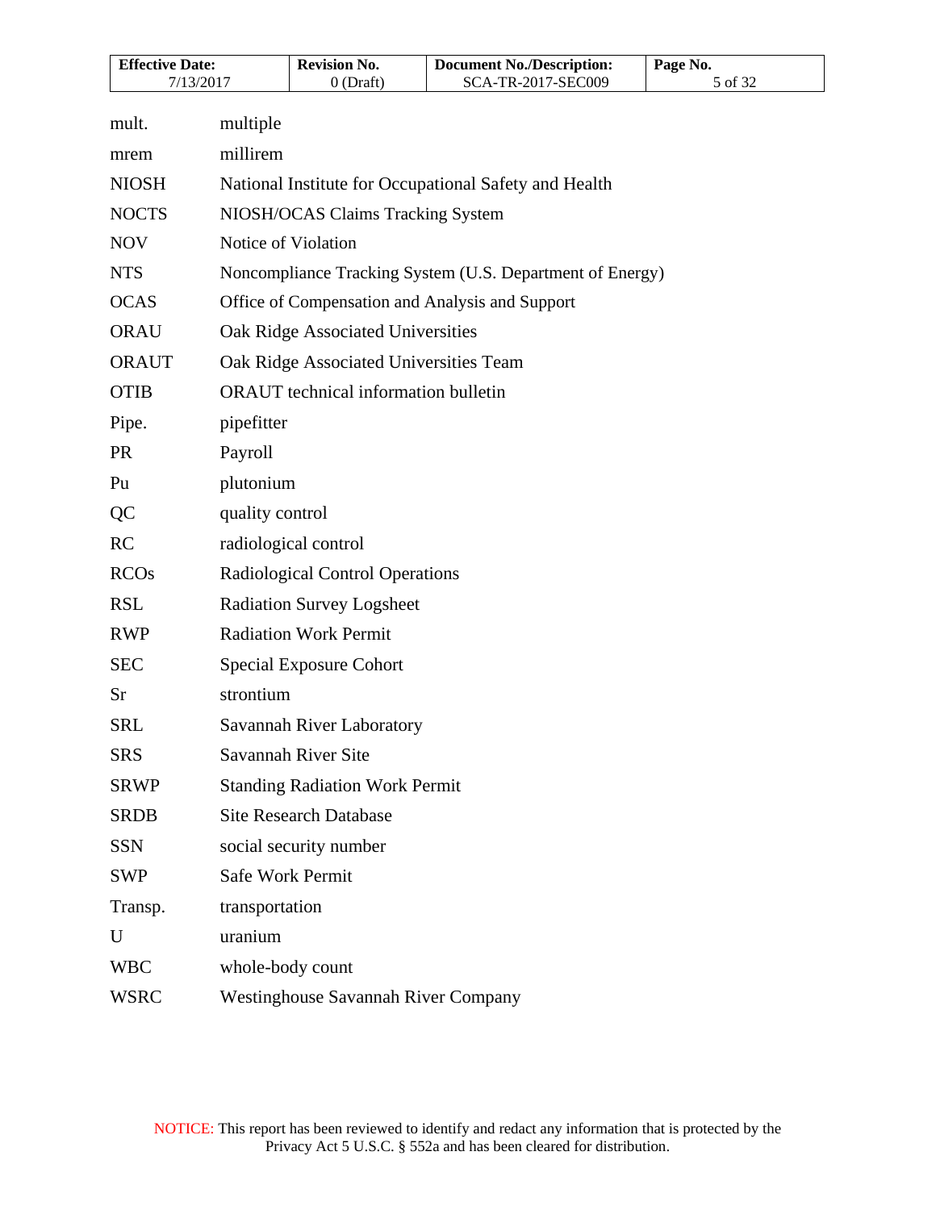| | |
|---|---|
| mult. | multiple |
| mrem | millirem |
| NIOSH | National Institute for Occupational Safety and Health |
| NOCTS | NIOSH/OCAS Claims Tracking System |
| NOV | Notice of Violation |
| NTS | Noncompliance Tracking System (U.S. Department of Energy) |
| OCAS | Office of Compensation and Analysis and Support |
| ORAU | Oak Ridge Associated Universities |
| ORAUT | Oak Ridge Associated Universities Team |
| OTIB | ORAUT technical information bulletin |
| Pipe. | pipefitter |
| PR | Payroll |
| Pu | plutonium |
| QC | quality control |
| RC | radiological control |
| RCOs | Radiological Control Operations |
| RSL | Radiation Survey Logsheet |
| RWP | Radiation Work Permit |
| SEC | Special Exposure Cohort |
| Sr | strontium |
| SRL | Savannah River Laboratory |
| SRS | Savannah River Site |
| SRWP | Standing Radiation Work Permit |
| SRDB | Site Research Database |
| SSN | social security number |
| SWP | Safe Work Permit |
| Transp. | transportation |
| U | uranium |
| WBC | whole-body count |
| WSRC | Westinghouse Savannah River Company |

NOTICE: This report has been reviewed to identify and redact any information that is protected by the Privacy Act 5 U.S.C. § 552a and has been cleared for distribution.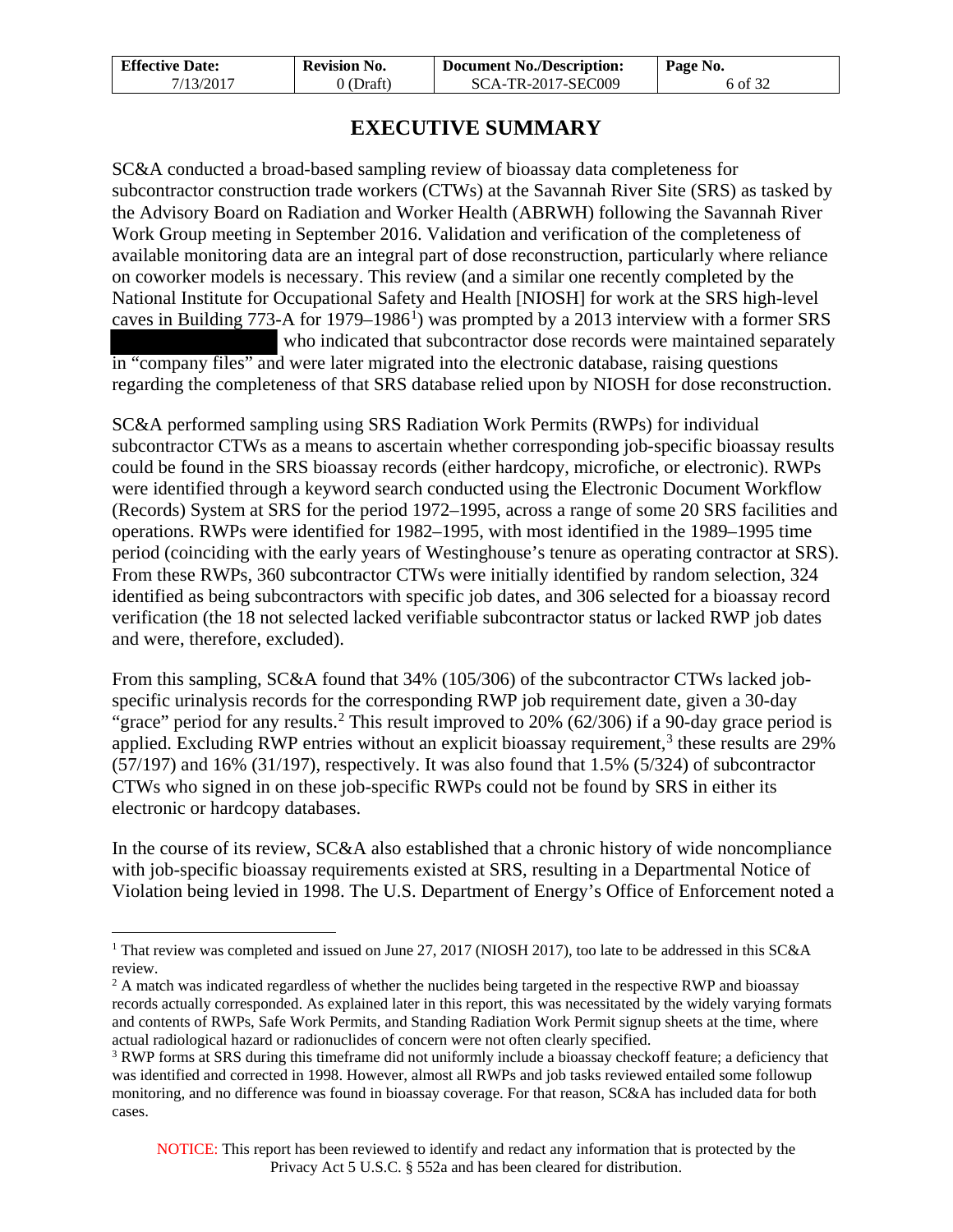# EXECUTIVE SUMMARY

SC&A conducted a broad-based sampling review of bioassay data completeness for subcontractor construction trade workers (CTWs) at the Savannah River Site (SRS) as tasked by the Advisory Board on Radiation and Worker Health (ABRWH) following the Savannah River Work Group meeting in September 2016. Validation and verification of the completeness of available monitoring data are an integral part of dose reconstruction, particularly where reliance on coworker models is necessary. This review (and a similar one recently completed by the National Institute for Occupational Safety and Health [NIOSH] for work at the SRS high-level caves in Building 773-A for 1979–1986[1]) was prompted by a 2013 interview with a former SRS ████████████ who indicated that subcontractor dose records were maintained separately in "company files" and were later migrated into the electronic database, raising questions regarding the completeness of that SRS database relied upon by NIOSH for dose reconstruction.

SC&A performed sampling using SRS Radiation Work Permits (RWPs) for individual subcontractor CTWs as a means to ascertain whether corresponding job-specific bioassay results could be found in the SRS bioassay records (either hardcopy, microfiche, or electronic). RWPs were identified through a keyword search conducted using the Electronic Document Workflow (Records) System at SRS for the period 1972–1995, across a range of some 20 SRS facilities and operations. RWPs were identified for 1982–1995, with most identified in the 1989–1995 time period (coinciding with the early years of Westinghouse's tenure as operating contractor at SRS). From these RWPs, 360 subcontractor CTWs were initially identified by random selection, 324 identified as being subcontractors with specific job dates, and 306 selected for a bioassay record verification (the 18 not selected lacked verifiable subcontractor status or lacked RWP job dates and were, therefore, excluded).

From this sampling, SC&A found that 34% (105/306) of the subcontractor CTWs lacked job-specific urinalysis records for the corresponding RWP job requirement date, given a 30-day "grace" period for any results.[2] This result improved to 20% (62/306) if a 90-day grace period is applied. Excluding RWP entries without an explicit bioassay requirement,[3] these results are 29% (57/197) and 16% (31/197), respectively. It was also found that 1.5% (5/324) of subcontractor CTWs who signed in on these job-specific RWPs could not be found by SRS in either its electronic or hardcopy databases.

In the course of its review, SC&A also established that a chronic history of wide noncompliance with job-specific bioassay requirements existed at SRS, resulting in a Departmental Notice of Violation being levied in 1998. The U.S. Department of Energy's Office of Enforcement noted a

---

[1] That review was completed and issued on June 27, 2017 (NIOSH 2017), too late to be addressed in this SC&A review.

[2] A match was indicated regardless of whether the nuclides being targeted in the respective RWP and bioassay records actually corresponded. As explained later in this report, this was necessitated by the widely varying formats and contents of RWPs, Safe Work Permits, and Standing Radiation Work Permit signup sheets at the time, where actual radiological hazard or radionuclides of concern were not often clearly specified.

[3] RWP forms at SRS during this timeframe did not uniformly include a bioassay checkoff feature; a deficiency that was identified and corrected in 1998. However, almost all RWPs and job tasks reviewed entailed some followup monitoring, and no difference was found in bioassay coverage. For that reason, SC&A has included data for both cases.

NOTICE: This report has been reviewed to identify and redact any information that is protected by the Privacy Act 5 U.S.C. § 552a and has been cleared for distribution.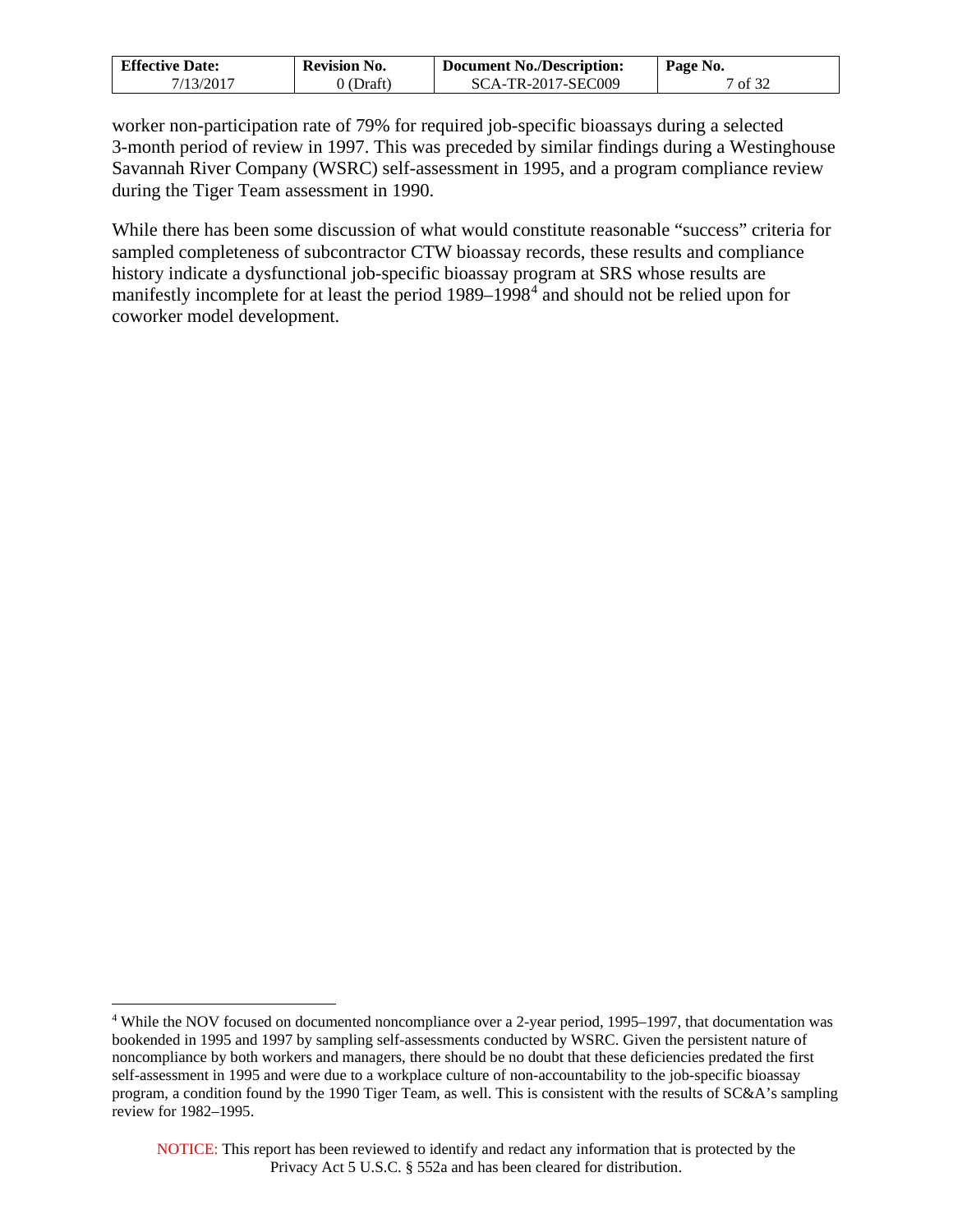worker non-participation rate of 79% for required job-specific bioassays during a selected 3-month period of review in 1997. This was preceded by similar findings during a Westinghouse Savannah River Company (WSRC) self-assessment in 1995, and a program compliance review during the Tiger Team assessment in 1990.

While there has been some discussion of what would constitute reasonable "success" criteria for sampled completeness of subcontractor CTW bioassay records, these results and compliance history indicate a dysfunctional job-specific bioassay program at SRS whose results are manifestly incomplete for at least the period 1989–1998[4] and should not be relied upon for coworker model development.

[4] While the NOV focused on documented noncompliance over a 2-year period, 1995–1997, that documentation was bookended in 1995 and 1997 by sampling self-assessments conducted by WSRC. Given the persistent nature of noncompliance by both workers and managers, there should be no doubt that these deficiencies predated the first self-assessment in 1995 and were due to a workplace culture of non-accountability to the job-specific bioassay program, a condition found by the 1990 Tiger Team, as well. This is consistent with the results of SC&A's sampling review for 1982–1995.

NOTICE: This report has been reviewed to identify and redact any information that is protected by the Privacy Act 5 U.S.C. § 552a and has been cleared for distribution.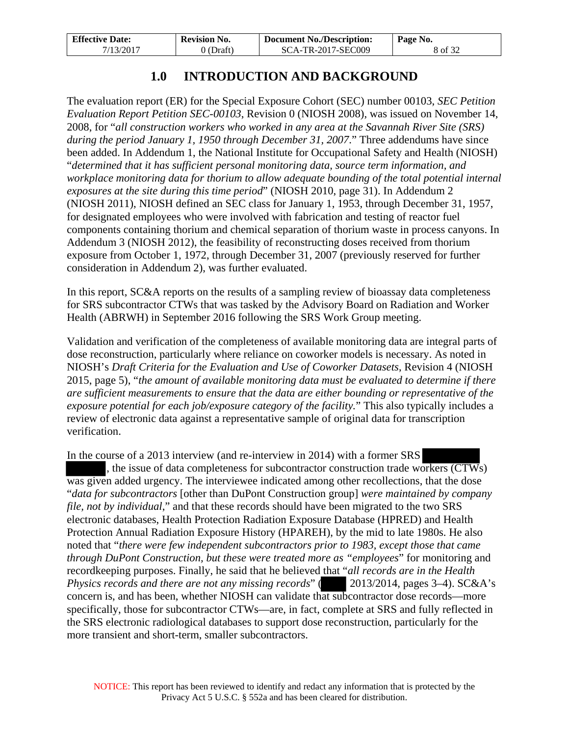# 1.0 INTRODUCTION AND BACKGROUND

The evaluation report (ER) for the Special Exposure Cohort (SEC) number 00103, *SEC Petition Evaluation Report Petition SEC-00103*, Revision 0 (NIOSH 2008), was issued on November 14, 2008, for "*all construction workers who worked in any area at the Savannah River Site (SRS) during the period January 1, 1950 through December 31, 2007*." Three addendums have since been added. In Addendum 1, the National Institute for Occupational Safety and Health (NIOSH) "*determined that it has sufficient personal monitoring data, source term information, and workplace monitoring data for thorium to allow adequate bounding of the total potential internal exposures at the site during this time period*" (NIOSH 2010, page 31). In Addendum 2 (NIOSH 2011), NIOSH defined an SEC class for January 1, 1953, through December 31, 1957, for designated employees who were involved with fabrication and testing of reactor fuel components containing thorium and chemical separation of thorium waste in process canyons. In Addendum 3 (NIOSH 2012), the feasibility of reconstructing doses received from thorium exposure from October 1, 1972, through December 31, 2007 (previously reserved for further consideration in Addendum 2), was further evaluated.

In this report, SC&A reports on the results of a sampling review of bioassay data completeness for SRS subcontractor CTWs that was tasked by the Advisory Board on Radiation and Worker Health (ABRWH) in September 2016 following the SRS Work Group meeting.

Validation and verification of the completeness of available monitoring data are integral parts of dose reconstruction, particularly where reliance on coworker models is necessary. As noted in NIOSH's *Draft Criteria for the Evaluation and Use of Coworker Datasets*, Revision 4 (NIOSH 2015, page 5), "*the amount of available monitoring data must be evaluated to determine if there are sufficient measurements to ensure that the data are either bounding or representative of the exposure potential for each job/exposure category of the facility.*" This also typically includes a review of electronic data against a representative sample of original data for transcription verification.

In the course of a 2013 interview (and re-interview in 2014) with a former SRS [REDACTED] [REDACTED], the issue of data completeness for subcontractor construction trade workers (CTWs) was given added urgency. The interviewee indicated among other recollections, that the dose "*data for subcontractors* [other than DuPont Construction group] *were maintained by company file, not by individual*," and that these records should have been migrated to the two SRS electronic databases, Health Protection Radiation Exposure Database (HPRED) and Health Protection Annual Radiation Exposure History (HPAREH), by the mid to late 1980s. He also noted that "*there were few independent subcontractors prior to 1983, except those that came through DuPont Construction, but these were treated more as "employees*" for monitoring and recordkeeping purposes. Finally, he said that he believed that "*all records are in the Health Physics records and there are not any missing records*" ([REDACTED] 2013/2014, pages 3–4). SC&A's concern is, and has been, whether NIOSH can validate that subcontractor dose records—more specifically, those for subcontractor CTWs—are, in fact, complete at SRS and fully reflected in the SRS electronic radiological databases to support dose reconstruction, particularly for the more transient and short-term, smaller subcontractors.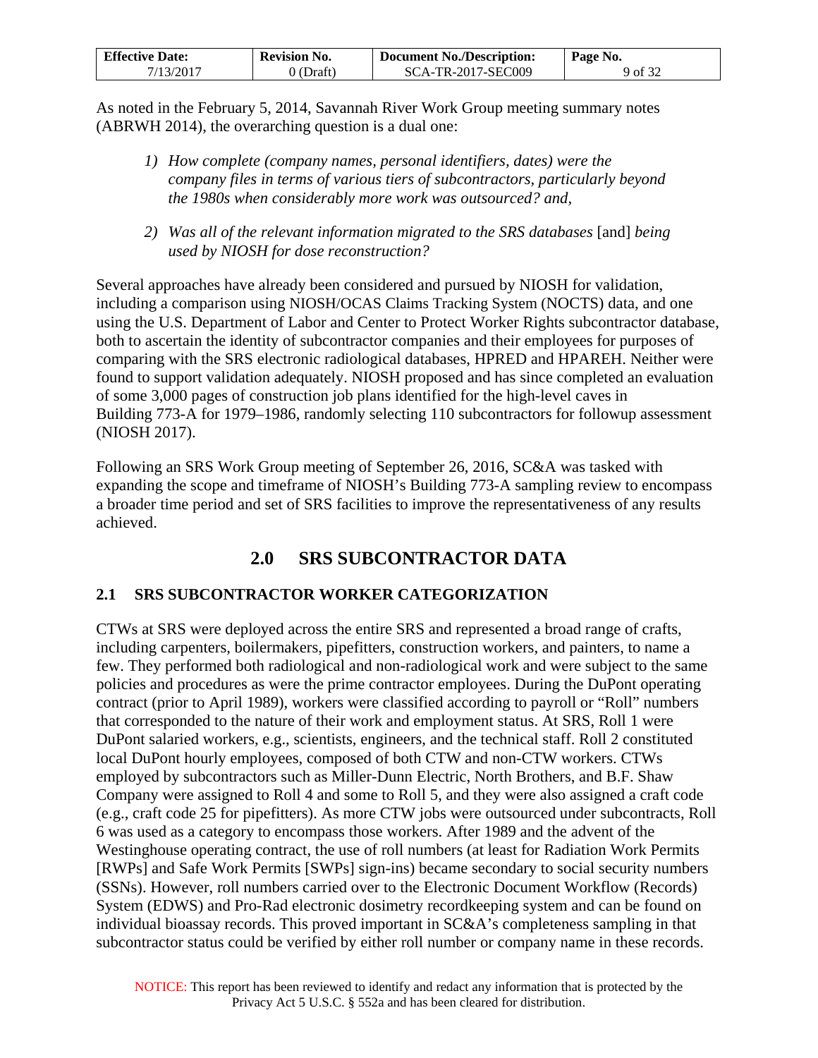As noted in the February 5, 2014, Savannah River Work Group meeting summary notes (ABRWH 2014), the overarching question is a dual one:

1) *How complete (company names, personal identifiers, dates) were the company files in terms of various tiers of subcontractors, particularly beyond the 1980s when considerably more work was outsourced? and,*

2) *Was all of the relevant information migrated to the SRS databases* [and] *being used by NIOSH for dose reconstruction?*

Several approaches have already been considered and pursued by NIOSH for validation, including a comparison using NIOSH/OCAS Claims Tracking System (NOCTS) data, and one using the U.S. Department of Labor and Center to Protect Worker Rights subcontractor database, both to ascertain the identity of subcontractor companies and their employees for purposes of comparing with the SRS electronic radiological databases, HPRED and HPAREH. Neither were found to support validation adequately. NIOSH proposed and has since completed an evaluation of some 3,000 pages of construction job plans identified for the high-level caves in Building 773-A for 1979–1986, randomly selecting 110 subcontractors for followup assessment (NIOSH 2017).

Following an SRS Work Group meeting of September 26, 2016, SC&A was tasked with expanding the scope and timeframe of NIOSH's Building 773-A sampling review to encompass a broader time period and set of SRS facilities to improve the representativeness of any results achieved.

# 2.0 SRS SUBCONTRACTOR DATA

## 2.1 SRS SUBCONTRACTOR WORKER CATEGORIZATION

CTWs at SRS were deployed across the entire SRS and represented a broad range of crafts, including carpenters, boilermakers, pipefitters, construction workers, and painters, to name a few. They performed both radiological and non-radiological work and were subject to the same policies and procedures as were the prime contractor employees. During the DuPont operating contract (prior to April 1989), workers were classified according to payroll or "Roll" numbers that corresponded to the nature of their work and employment status. At SRS, Roll 1 were DuPont salaried workers, e.g., scientists, engineers, and the technical staff. Roll 2 constituted local DuPont hourly employees, composed of both CTW and non-CTW workers. CTWs employed by subcontractors such as Miller-Dunn Electric, North Brothers, and B.F. Shaw Company were assigned to Roll 4 and some to Roll 5, and they were also assigned a craft code (e.g., craft code 25 for pipefitters). As more CTW jobs were outsourced under subcontracts, Roll 6 was used as a category to encompass those workers. After 1989 and the advent of the Westinghouse operating contract, the use of roll numbers (at least for Radiation Work Permits [RWPs] and Safe Work Permits [SWPs] sign-ins) became secondary to social security numbers (SSNs). However, roll numbers carried over to the Electronic Document Workflow (Records) System (EDWS) and Pro-Rad electronic dosimetry recordkeeping system and can be found on individual bioassay records. This proved important in SC&A's completeness sampling in that subcontractor status could be verified by either roll number or company name in these records.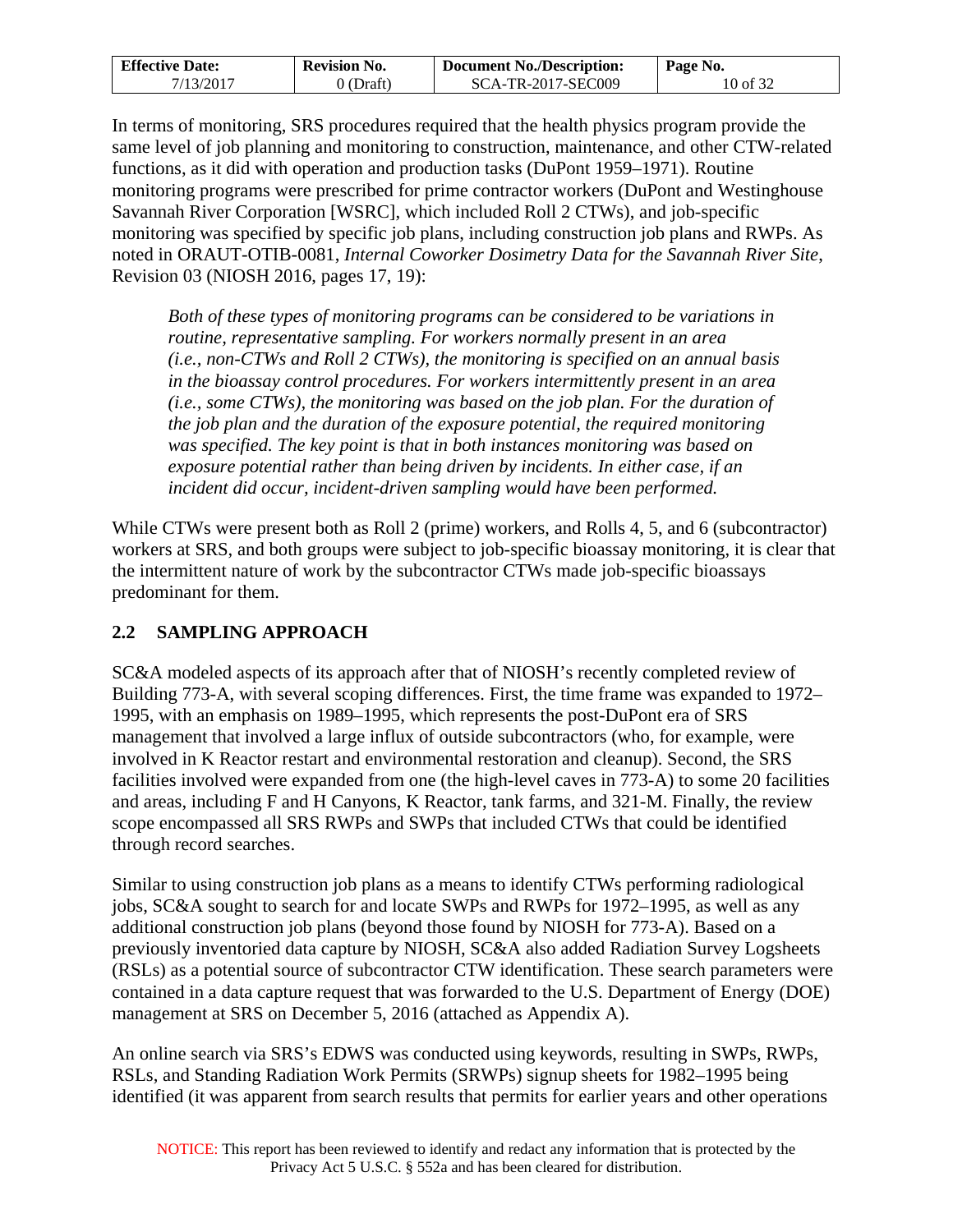In terms of monitoring, SRS procedures required that the health physics program provide the same level of job planning and monitoring to construction, maintenance, and other CTW-related functions, as it did with operation and production tasks (DuPont 1959–1971). Routine monitoring programs were prescribed for prime contractor workers (DuPont and Westinghouse Savannah River Corporation [WSRC], which included Roll 2 CTWs), and job-specific monitoring was specified by specific job plans, including construction job plans and RWPs. As noted in ORAUT-OTIB-0081, *Internal Coworker Dosimetry Data for the Savannah River Site*, Revision 03 (NIOSH 2016, pages 17, 19):

> *Both of these types of monitoring programs can be considered to be variations in routine, representative sampling. For workers normally present in an area (i.e., non-CTWs and Roll 2 CTWs), the monitoring is specified on an annual basis in the bioassay control procedures. For workers intermittently present in an area (i.e., some CTWs), the monitoring was based on the job plan. For the duration of the job plan and the duration of the exposure potential, the required monitoring was specified. The key point is that in both instances monitoring was based on exposure potential rather than being driven by incidents. In either case, if an incident did occur, incident-driven sampling would have been performed.*

While CTWs were present both as Roll 2 (prime) workers, and Rolls 4, 5, and 6 (subcontractor) workers at SRS, and both groups were subject to job-specific bioassay monitoring, it is clear that the intermittent nature of work by the subcontractor CTWs made job-specific bioassays predominant for them.

## 2.2 SAMPLING APPROACH

SC&A modeled aspects of its approach after that of NIOSH's recently completed review of Building 773-A, with several scoping differences. First, the time frame was expanded to 1972–1995, with an emphasis on 1989–1995, which represents the post-DuPont era of SRS management that involved a large influx of outside subcontractors (who, for example, were involved in K Reactor restart and environmental restoration and cleanup). Second, the SRS facilities involved were expanded from one (the high-level caves in 773-A) to some 20 facilities and areas, including F and H Canyons, K Reactor, tank farms, and 321-M. Finally, the review scope encompassed all SRS RWPs and SWPs that included CTWs that could be identified through record searches.

Similar to using construction job plans as a means to identify CTWs performing radiological jobs, SC&A sought to search for and locate SWPs and RWPs for 1972–1995, as well as any additional construction job plans (beyond those found by NIOSH for 773-A). Based on a previously inventoried data capture by NIOSH, SC&A also added Radiation Survey Logsheets (RSLs) as a potential source of subcontractor CTW identification. These search parameters were contained in a data capture request that was forwarded to the U.S. Department of Energy (DOE) management at SRS on December 5, 2016 (attached as Appendix A).

An online search via SRS's EDWS was conducted using keywords, resulting in SWPs, RWPs, RSLs, and Standing Radiation Work Permits (SRWPs) signup sheets for 1982–1995 being identified (it was apparent from search results that permits for earlier years and other operations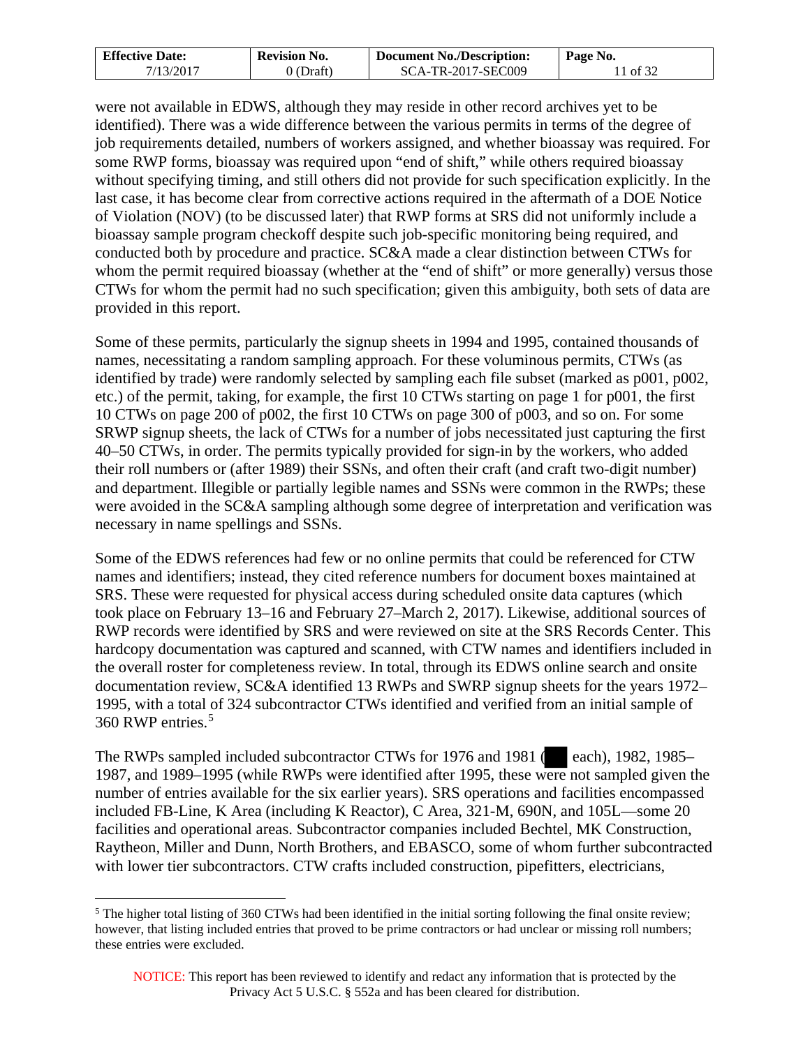were not available in EDWS, although they may reside in other record archives yet to be identified). There was a wide difference between the various permits in terms of the degree of job requirements detailed, numbers of workers assigned, and whether bioassay was required. For some RWP forms, bioassay was required upon "end of shift," while others required bioassay without specifying timing, and still others did not provide for such specification explicitly. In the last case, it has become clear from corrective actions required in the aftermath of a DOE Notice of Violation (NOV) (to be discussed later) that RWP forms at SRS did not uniformly include a bioassay sample program checkoff despite such job-specific monitoring being required, and conducted both by procedure and practice. SC&A made a clear distinction between CTWs for whom the permit required bioassay (whether at the "end of shift" or more generally) versus those CTWs for whom the permit had no such specification; given this ambiguity, both sets of data are provided in this report.

Some of these permits, particularly the signup sheets in 1994 and 1995, contained thousands of names, necessitating a random sampling approach. For these voluminous permits, CTWs (as identified by trade) were randomly selected by sampling each file subset (marked as p001, p002, etc.) of the permit, taking, for example, the first 10 CTWs starting on page 1 for p001, the first 10 CTWs on page 200 of p002, the first 10 CTWs on page 300 of p003, and so on. For some SRWP signup sheets, the lack of CTWs for a number of jobs necessitated just capturing the first 40–50 CTWs, in order. The permits typically provided for sign-in by the workers, who added their roll numbers or (after 1989) their SSNs, and often their craft (and craft two-digit number) and department. Illegible or partially legible names and SSNs were common in the RWPs; these were avoided in the SC&A sampling although some degree of interpretation and verification was necessary in name spellings and SSNs.

Some of the EDWS references had few or no online permits that could be referenced for CTW names and identifiers; instead, they cited reference numbers for document boxes maintained at SRS. These were requested for physical access during scheduled onsite data captures (which took place on February 13–16 and February 27–March 2, 2017). Likewise, additional sources of RWP records were identified by SRS and were reviewed on site at the SRS Records Center. This hardcopy documentation was captured and scanned, with CTW names and identifiers included in the overall roster for completeness review. In total, through its EDWS online search and onsite documentation review, SC&A identified 13 RWPs and SWRP signup sheets for the years 1972–1995, with a total of 324 subcontractor CTWs identified and verified from an initial sample of 360 RWP entries.[5]

The RWPs sampled included subcontractor CTWs for 1976 and 1981 (███ each), 1982, 1985–1987, and 1989–1995 (while RWPs were identified after 1995, these were not sampled given the number of entries available for the six earlier years). SRS operations and facilities encompassed included FB-Line, K Area (including K Reactor), C Area, 321-M, 690N, and 105L—some 20 facilities and operational areas. Subcontractor companies included Bechtel, MK Construction, Raytheon, Miller and Dunn, North Brothers, and EBASCO, some of whom further subcontracted with lower tier subcontractors. CTW crafts included construction, pipefitters, electricians,

[5] The higher total listing of 360 CTWs had been identified in the initial sorting following the final onsite review; however, that listing included entries that proved to be prime contractors or had unclear or missing roll numbers; these entries were excluded.

NOTICE: This report has been reviewed to identify and redact any information that is protected by the Privacy Act 5 U.S.C. § 552a and has been cleared for distribution.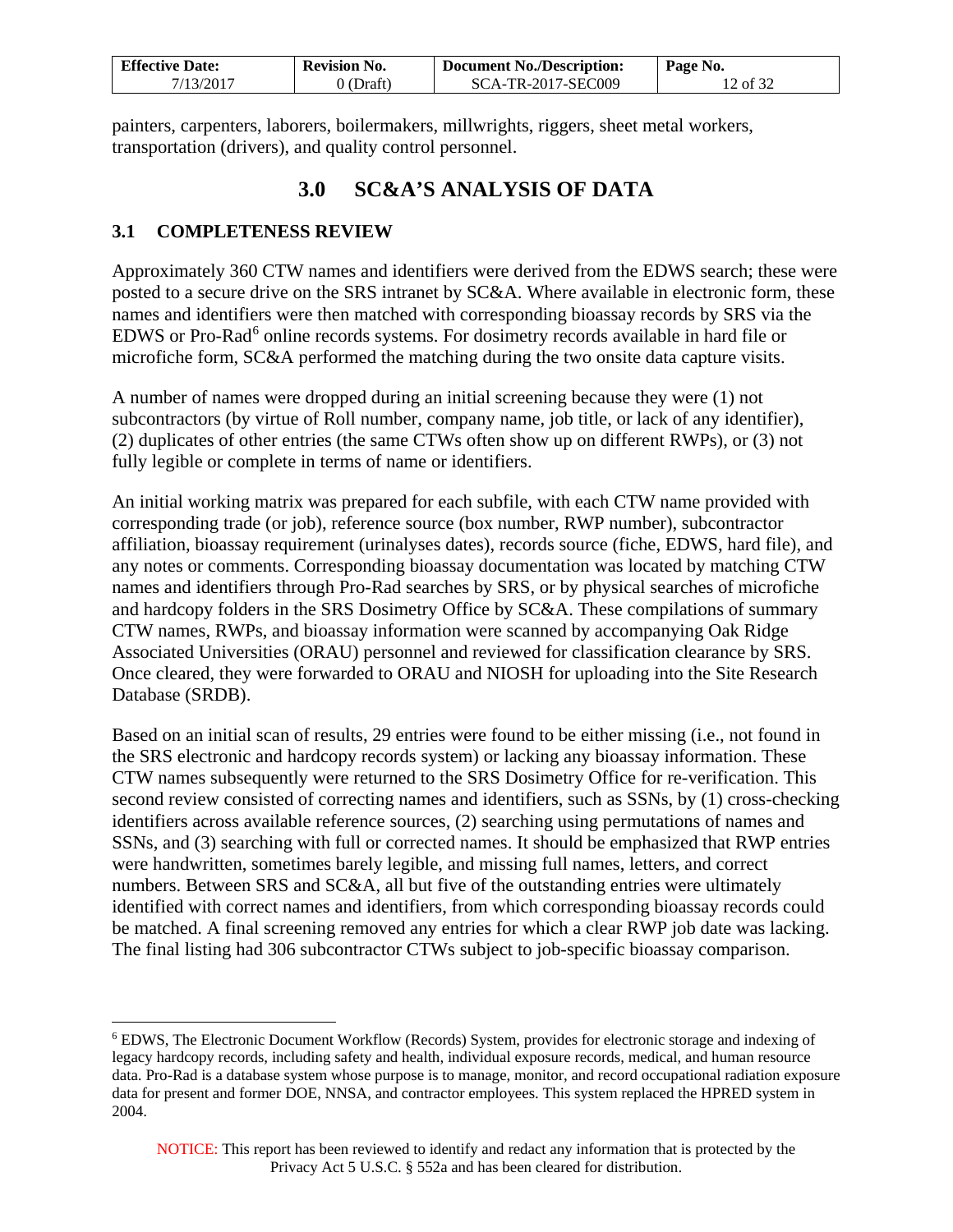painters, carpenters, laborers, boilermakers, millwrights, riggers, sheet metal workers, transportation (drivers), and quality control personnel.

# 3.0 SC&A'S ANALYSIS OF DATA

## 3.1 COMPLETENESS REVIEW

Approximately 360 CTW names and identifiers were derived from the EDWS search; these were posted to a secure drive on the SRS intranet by SC&A. Where available in electronic form, these names and identifiers were then matched with corresponding bioassay records by SRS via the EDWS or Pro-Rad[6] online records systems. For dosimetry records available in hard file or microfiche form, SC&A performed the matching during the two onsite data capture visits.

A number of names were dropped during an initial screening because they were (1) not subcontractors (by virtue of Roll number, company name, job title, or lack of any identifier), (2) duplicates of other entries (the same CTWs often show up on different RWPs), or (3) not fully legible or complete in terms of name or identifiers.

An initial working matrix was prepared for each subfile, with each CTW name provided with corresponding trade (or job), reference source (box number, RWP number), subcontractor affiliation, bioassay requirement (urinalyses dates), records source (fiche, EDWS, hard file), and any notes or comments. Corresponding bioassay documentation was located by matching CTW names and identifiers through Pro-Rad searches by SRS, or by physical searches of microfiche and hardcopy folders in the SRS Dosimetry Office by SC&A. These compilations of summary CTW names, RWPs, and bioassay information were scanned by accompanying Oak Ridge Associated Universities (ORAU) personnel and reviewed for classification clearance by SRS. Once cleared, they were forwarded to ORAU and NIOSH for uploading into the Site Research Database (SRDB).

Based on an initial scan of results, 29 entries were found to be either missing (i.e., not found in the SRS electronic and hardcopy records system) or lacking any bioassay information. These CTW names subsequently were returned to the SRS Dosimetry Office for re-verification. This second review consisted of correcting names and identifiers, such as SSNs, by (1) cross-checking identifiers across available reference sources, (2) searching using permutations of names and SSNs, and (3) searching with full or corrected names. It should be emphasized that RWP entries were handwritten, sometimes barely legible, and missing full names, letters, and correct numbers. Between SRS and SC&A, all but five of the outstanding entries were ultimately identified with correct names and identifiers, from which corresponding bioassay records could be matched. A final screening removed any entries for which a clear RWP job date was lacking. The final listing had 306 subcontractor CTWs subject to job-specific bioassay comparison.

---

[6] EDWS, The Electronic Document Workflow (Records) System, provides for electronic storage and indexing of legacy hardcopy records, including safety and health, individual exposure records, medical, and human resource data. Pro-Rad is a database system whose purpose is to manage, monitor, and record occupational radiation exposure data for present and former DOE, NNSA, and contractor employees. This system replaced the HPRED system in 2004.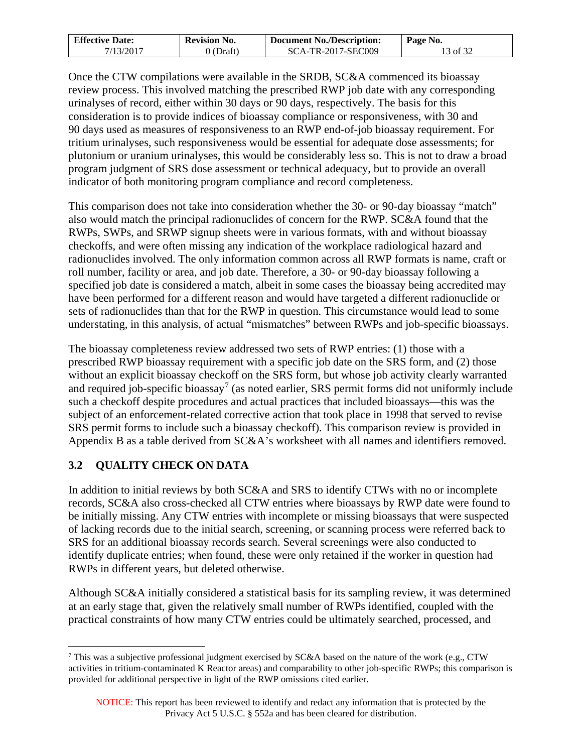Once the CTW compilations were available in the SRDB, SC&A commenced its bioassay review process. This involved matching the prescribed RWP job date with any corresponding urinalyses of record, either within 30 days or 90 days, respectively. The basis for this consideration is to provide indices of bioassay compliance or responsiveness, with 30 and 90 days used as measures of responsiveness to an RWP end-of-job bioassay requirement. For tritium urinalyses, such responsiveness would be essential for adequate dose assessments; for plutonium or uranium urinalyses, this would be considerably less so. This is not to draw a broad program judgment of SRS dose assessment or technical adequacy, but to provide an overall indicator of both monitoring program compliance and record completeness.

This comparison does not take into consideration whether the 30- or 90-day bioassay "match" also would match the principal radionuclides of concern for the RWP. SC&A found that the RWPs, SWPs, and SRWP signup sheets were in various formats, with and without bioassay checkoffs, and were often missing any indication of the workplace radiological hazard and radionuclides involved. The only information common across all RWP formats is name, craft or roll number, facility or area, and job date. Therefore, a 30- or 90-day bioassay following a specified job date is considered a match, albeit in some cases the bioassay being accredited may have been performed for a different reason and would have targeted a different radionuclide or sets of radionuclides than that for the RWP in question. This circumstance would lead to some understating, in this analysis, of actual "mismatches" between RWPs and job-specific bioassays.

The bioassay completeness review addressed two sets of RWP entries: (1) those with a prescribed RWP bioassay requirement with a specific job date on the SRS form, and (2) those without an explicit bioassay checkoff on the SRS form, but whose job activity clearly warranted and required job-specific bioassay[7] (as noted earlier, SRS permit forms did not uniformly include such a checkoff despite procedures and actual practices that included bioassays—this was the subject of an enforcement-related corrective action that took place in 1998 that served to revise SRS permit forms to include such a bioassay checkoff). This comparison review is provided in Appendix B as a table derived from SC&A's worksheet with all names and identifiers removed.

## 3.2 QUALITY CHECK ON DATA

In addition to initial reviews by both SC&A and SRS to identify CTWs with no or incomplete records, SC&A also cross-checked all CTW entries where bioassays by RWP date were found to be initially missing. Any CTW entries with incomplete or missing bioassays that were suspected of lacking records due to the initial search, screening, or scanning process were referred back to SRS for an additional bioassay records search. Several screenings were also conducted to identify duplicate entries; when found, these were only retained if the worker in question had RWPs in different years, but deleted otherwise.

Although SC&A initially considered a statistical basis for its sampling review, it was determined at an early stage that, given the relatively small number of RWPs identified, coupled with the practical constraints of how many CTW entries could be ultimately searched, processed, and

---

[7] This was a subjective professional judgment exercised by SC&A based on the nature of the work (e.g., CTW activities in tritium-contaminated K Reactor areas) and comparability to other job-specific RWPs; this comparison is provided for additional perspective in light of the RWP omissions cited earlier.

NOTICE: This report has been reviewed to identify and redact any information that is protected by the Privacy Act 5 U.S.C. § 552a and has been cleared for distribution.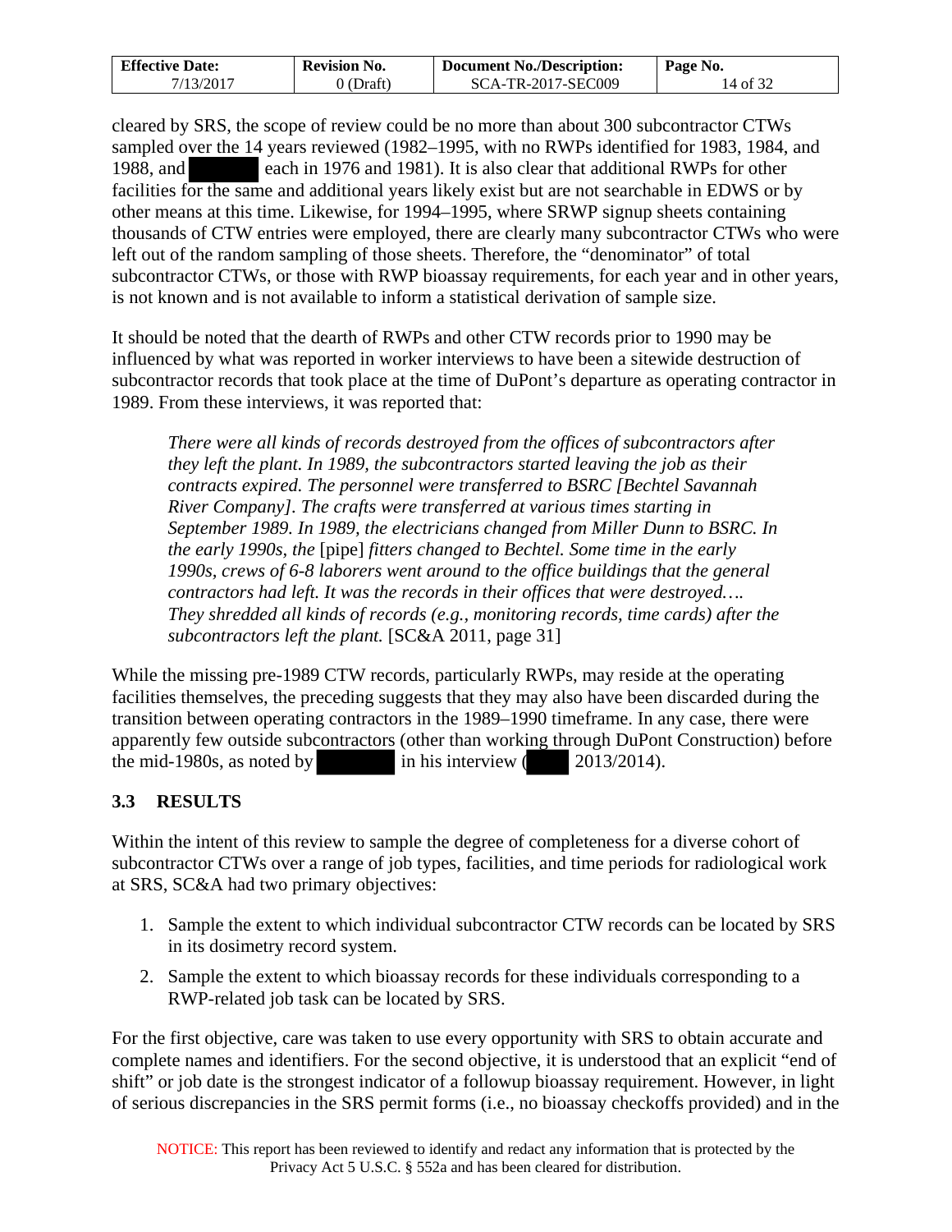cleared by SRS, the scope of review could be no more than about 300 subcontractor CTWs sampled over the 14 years reviewed (1982–1995, with no RWPs identified for 1983, 1984, and 1988, and [redacted] each in 1976 and 1981). It is also clear that additional RWPs for other facilities for the same and additional years likely exist but are not searchable in EDWS or by other means at this time. Likewise, for 1994–1995, where SRWP signup sheets containing thousands of CTW entries were employed, there are clearly many subcontractor CTWs who were left out of the random sampling of those sheets. Therefore, the "denominator" of total subcontractor CTWs, or those with RWP bioassay requirements, for each year and in other years, is not known and is not available to inform a statistical derivation of sample size.

It should be noted that the dearth of RWPs and other CTW records prior to 1990 may be influenced by what was reported in worker interviews to have been a sitewide destruction of subcontractor records that took place at the time of DuPont's departure as operating contractor in 1989. From these interviews, it was reported that:

> *There were all kinds of records destroyed from the offices of subcontractors after they left the plant. In 1989, the subcontractors started leaving the job as their contracts expired. The personnel were transferred to BSRC [Bechtel Savannah River Company]. The crafts were transferred at various times starting in September 1989. In 1989, the electricians changed from Miller Dunn to BSRC. In the early 1990s, the* [pipe] *fitters changed to Bechtel. Some time in the early 1990s, crews of 6-8 laborers went around to the office buildings that the general contractors had left. It was the records in their offices that were destroyed…. They shredded all kinds of records (e.g., monitoring records, time cards) after the subcontractors left the plant.* [SC&A 2011, page 31]

While the missing pre-1989 CTW records, particularly RWPs, may reside at the operating facilities themselves, the preceding suggests that they may also have been discarded during the transition between operating contractors in the 1989–1990 timeframe. In any case, there were apparently few outside subcontractors (other than working through DuPont Construction) before the mid-1980s, as noted by [redacted] in his interview ([redacted] 2013/2014).

### 3.3 RESULTS

Within the intent of this review to sample the degree of completeness for a diverse cohort of subcontractor CTWs over a range of job types, facilities, and time periods for radiological work at SRS, SC&A had two primary objectives:

1. Sample the extent to which individual subcontractor CTW records can be located by SRS in its dosimetry record system.
2. Sample the extent to which bioassay records for these individuals corresponding to a RWP-related job task can be located by SRS.

For the first objective, care was taken to use every opportunity with SRS to obtain accurate and complete names and identifiers. For the second objective, it is understood that an explicit "end of shift" or job date is the strongest indicator of a followup bioassay requirement. However, in light of serious discrepancies in the SRS permit forms (i.e., no bioassay checkoffs provided) and in the

NOTICE: This report has been reviewed to identify and redact any information that is protected by the Privacy Act 5 U.S.C. § 552a and has been cleared for distribution.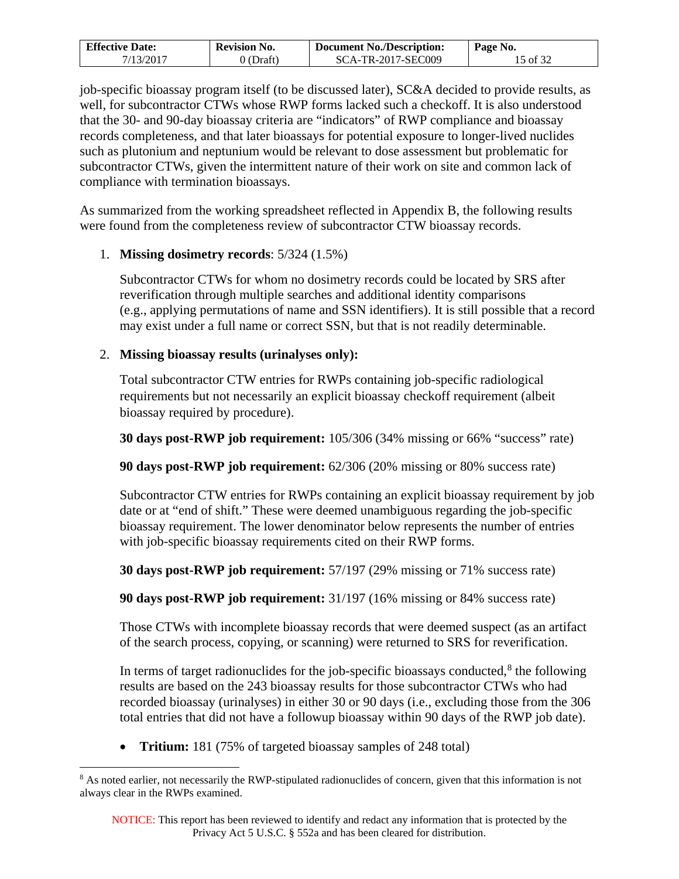job-specific bioassay program itself (to be discussed later), SC&A decided to provide results, as well, for subcontractor CTWs whose RWP forms lacked such a checkoff. It is also understood that the 30- and 90-day bioassay criteria are "indicators" of RWP compliance and bioassay records completeness, and that later bioassays for potential exposure to longer-lived nuclides such as plutonium and neptunium would be relevant to dose assessment but problematic for subcontractor CTWs, given the intermittent nature of their work on site and common lack of compliance with termination bioassays.

As summarized from the working spreadsheet reflected in Appendix B, the following results were found from the completeness review of subcontractor CTW bioassay records.

1. **Missing dosimetry records**: 5/324 (1.5%)

   Subcontractor CTWs for whom no dosimetry records could be located by SRS after reverification through multiple searches and additional identity comparisons (e.g., applying permutations of name and SSN identifiers). It is still possible that a record may exist under a full name or correct SSN, but that is not readily determinable.

2. **Missing bioassay results (urinalyses only):**

   Total subcontractor CTW entries for RWPs containing job-specific radiological requirements but not necessarily an explicit bioassay checkoff requirement (albeit bioassay required by procedure).

   **30 days post-RWP job requirement:** 105/306 (34% missing or 66% "success" rate)

   **90 days post-RWP job requirement:** 62/306 (20% missing or 80% success rate)

   Subcontractor CTW entries for RWPs containing an explicit bioassay requirement by job date or at "end of shift." These were deemed unambiguous regarding the job-specific bioassay requirement. The lower denominator below represents the number of entries with job-specific bioassay requirements cited on their RWP forms.

   **30 days post-RWP job requirement:** 57/197 (29% missing or 71% success rate)

   **90 days post-RWP job requirement:** 31/197 (16% missing or 84% success rate)

   Those CTWs with incomplete bioassay records that were deemed suspect (as an artifact of the search process, copying, or scanning) were returned to SRS for reverification.

   In terms of target radionuclides for the job-specific bioassays conducted,[8] the following results are based on the 243 bioassay results for those subcontractor CTWs who had recorded bioassay (urinalyses) in either 30 or 90 days (i.e., excluding those from the 306 total entries that did not have a followup bioassay within 90 days of the RWP job date).

   - **Tritium:** 181 (75% of targeted bioassay samples of 248 total)

[8] As noted earlier, not necessarily the RWP-stipulated radionuclides of concern, given that this information is not always clear in the RWPs examined.

NOTICE: This report has been reviewed to identify and redact any information that is protected by the Privacy Act 5 U.S.C. § 552a and has been cleared for distribution.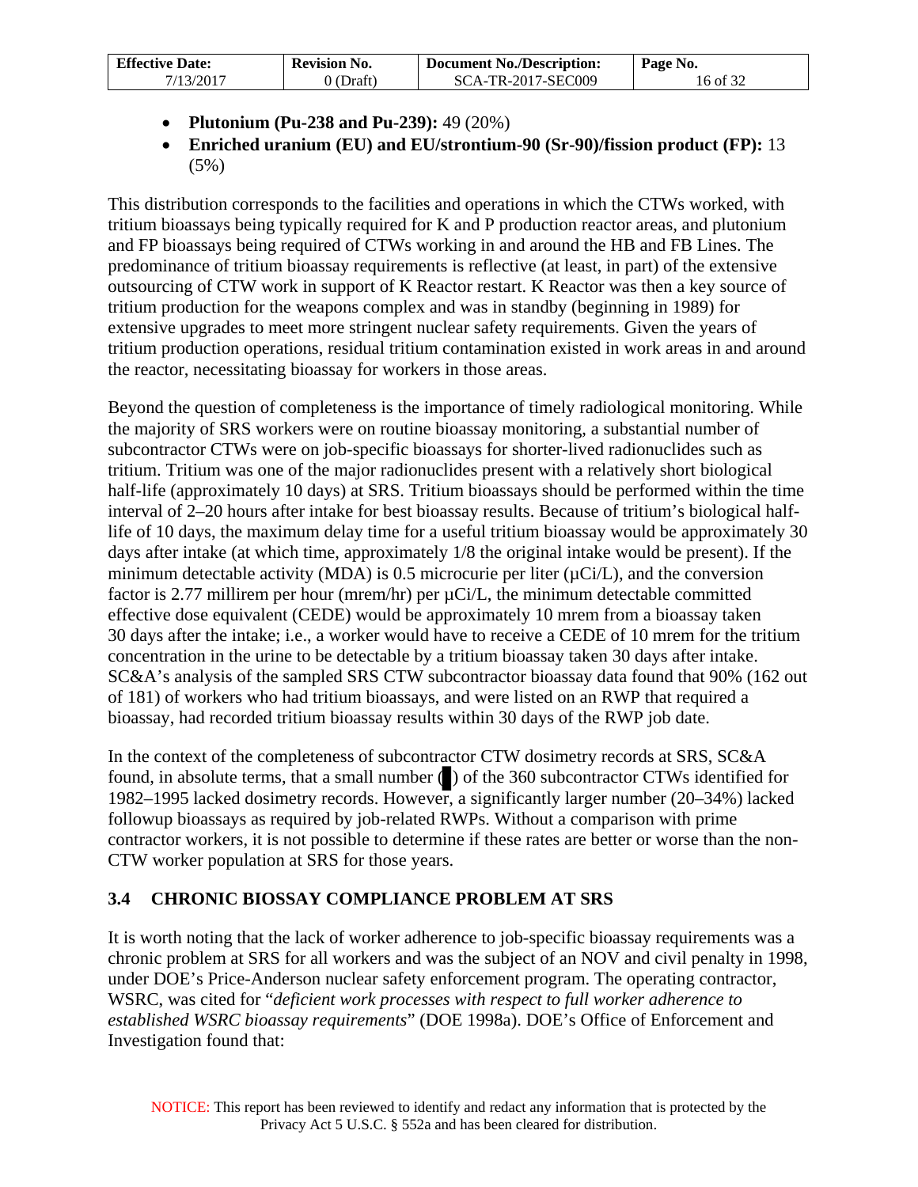- **Plutonium (Pu-238 and Pu-239):** 49 (20%)
- **Enriched uranium (EU) and EU/strontium-90 (Sr-90)/fission product (FP):** 13 (5%)

This distribution corresponds to the facilities and operations in which the CTWs worked, with tritium bioassays being typically required for K and P production reactor areas, and plutonium and FP bioassays being required of CTWs working in and around the HB and FB Lines. The predominance of tritium bioassay requirements is reflective (at least, in part) of the extensive outsourcing of CTW work in support of K Reactor restart. K Reactor was then a key source of tritium production for the weapons complex and was in standby (beginning in 1989) for extensive upgrades to meet more stringent nuclear safety requirements. Given the years of tritium production operations, residual tritium contamination existed in work areas in and around the reactor, necessitating bioassay for workers in those areas.

Beyond the question of completeness is the importance of timely radiological monitoring. While the majority of SRS workers were on routine bioassay monitoring, a substantial number of subcontractor CTWs were on job-specific bioassays for shorter-lived radionuclides such as tritium. Tritium was one of the major radionuclides present with a relatively short biological half-life (approximately 10 days) at SRS. Tritium bioassays should be performed within the time interval of 2–20 hours after intake for best bioassay results. Because of tritium's biological half-life of 10 days, the maximum delay time for a useful tritium bioassay would be approximately 30 days after intake (at which time, approximately 1/8 the original intake would be present). If the minimum detectable activity (MDA) is 0.5 microcurie per liter (μCi/L), and the conversion factor is 2.77 millirem per hour (mrem/hr) per μCi/L, the minimum detectable committed effective dose equivalent (CEDE) would be approximately 10 mrem from a bioassay taken 30 days after the intake; i.e., a worker would have to receive a CEDE of 10 mrem for the tritium concentration in the urine to be detectable by a tritium bioassay taken 30 days after intake. SC&A's analysis of the sampled SRS CTW subcontractor bioassay data found that 90% (162 out of 181) of workers who had tritium bioassays, and were listed on an RWP that required a bioassay, had recorded tritium bioassay results within 30 days of the RWP job date.

In the context of the completeness of subcontractor CTW dosimetry records at SRS, SC&A found, in absolute terms, that a small number (█) of the 360 subcontractor CTWs identified for 1982–1995 lacked dosimetry records. However, a significantly larger number (20–34%) lacked followup bioassays as required by job-related RWPs. Without a comparison with prime contractor workers, it is not possible to determine if these rates are better or worse than the non-CTW worker population at SRS for those years.

### 3.4 CHRONIC BIOSSAY COMPLIANCE PROBLEM AT SRS

It is worth noting that the lack of worker adherence to job-specific bioassay requirements was a chronic problem at SRS for all workers and was the subject of an NOV and civil penalty in 1998, under DOE's Price-Anderson nuclear safety enforcement program. The operating contractor, WSRC, was cited for "*deficient work processes with respect to full worker adherence to established WSRC bioassay requirements*" (DOE 1998a). DOE's Office of Enforcement and Investigation found that:

NOTICE: This report has been reviewed to identify and redact any information that is protected by the Privacy Act 5 U.S.C. § 552a and has been cleared for distribution.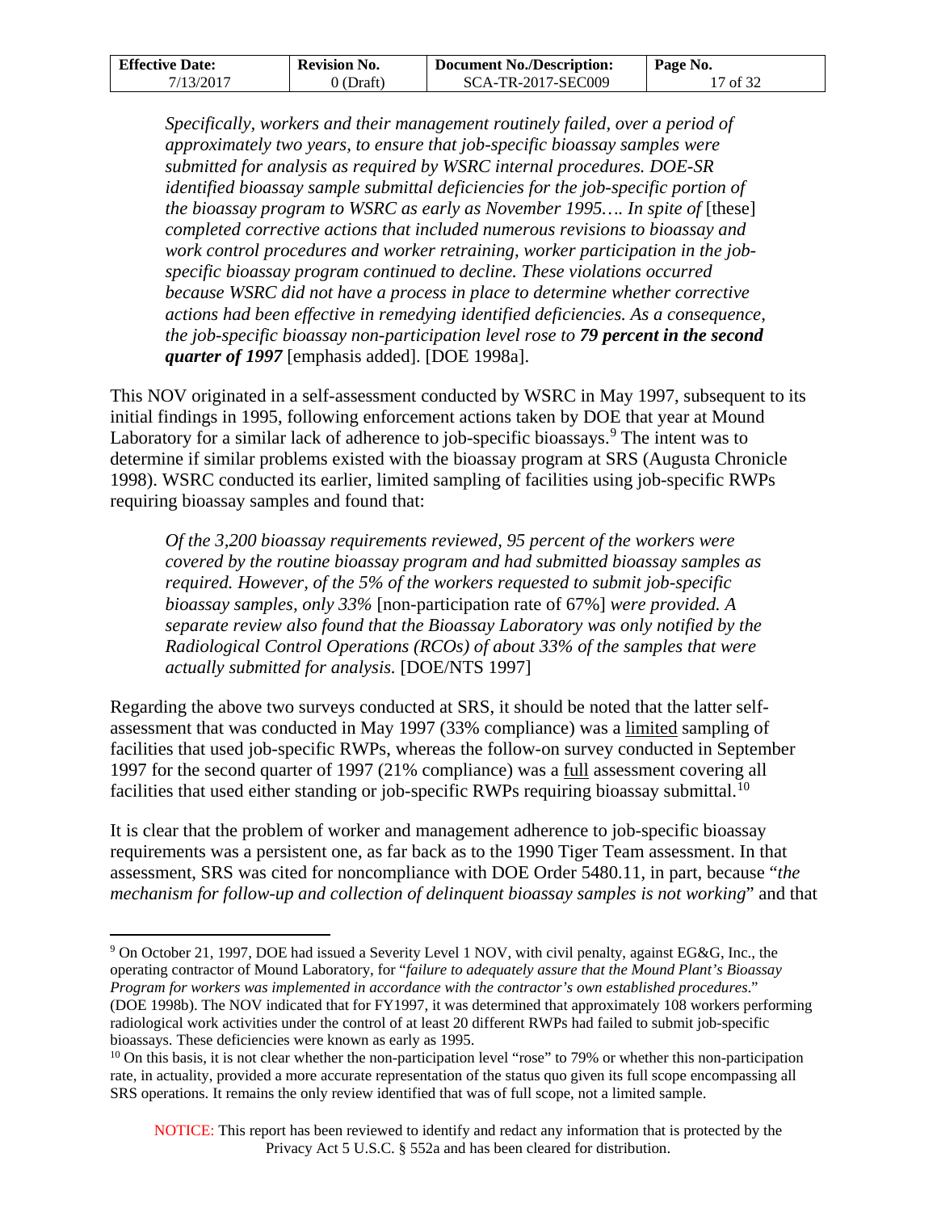> *Specifically, workers and their management routinely failed, over a period of approximately two years, to ensure that job-specific bioassay samples were submitted for analysis as required by WSRC internal procedures. DOE-SR identified bioassay sample submittal deficiencies for the job-specific portion of the bioassay program to WSRC as early as November 1995…. In spite of* [these] *completed corrective actions that included numerous revisions to bioassay and work control procedures and worker retraining, worker participation in the job-specific bioassay program continued to decline. These violations occurred because WSRC did not have a process in place to determine whether corrective actions had been effective in remedying identified deficiencies. As a consequence, the job-specific bioassay non-participation level rose to* ***79 percent in the second quarter of 1997*** [emphasis added]. [DOE 1998a].

This NOV originated in a self-assessment conducted by WSRC in May 1997, subsequent to its initial findings in 1995, following enforcement actions taken by DOE that year at Mound Laboratory for a similar lack of adherence to job-specific bioassays.[9] The intent was to determine if similar problems existed with the bioassay program at SRS (Augusta Chronicle 1998). WSRC conducted its earlier, limited sampling of facilities using job-specific RWPs requiring bioassay samples and found that:

> *Of the 3,200 bioassay requirements reviewed, 95 percent of the workers were covered by the routine bioassay program and had submitted bioassay samples as required. However, of the 5% of the workers requested to submit job-specific bioassay samples, only 33%* [non-participation rate of 67%] *were provided. A separate review also found that the Bioassay Laboratory was only notified by the Radiological Control Operations (RCOs) of about 33% of the samples that were actually submitted for analysis.* [DOE/NTS 1997]

Regarding the above two surveys conducted at SRS, it should be noted that the latter self-assessment that was conducted in May 1997 (33% compliance) was a <u>limited</u> sampling of facilities that used job-specific RWPs, whereas the follow-on survey conducted in September 1997 for the second quarter of 1997 (21% compliance) was a <u>full</u> assessment covering all facilities that used either standing or job-specific RWPs requiring bioassay submittal.[10]

It is clear that the problem of worker and management adherence to job-specific bioassay requirements was a persistent one, as far back as to the 1990 Tiger Team assessment. In that assessment, SRS was cited for noncompliance with DOE Order 5480.11, in part, because "*the mechanism for follow-up and collection of delinquent bioassay samples is not working*" and that

---

[9] On October 21, 1997, DOE had issued a Severity Level 1 NOV, with civil penalty, against EG&G, Inc., the operating contractor of Mound Laboratory, for "*failure to adequately assure that the Mound Plant's Bioassay Program for workers was implemented in accordance with the contractor's own established procedures*." (DOE 1998b). The NOV indicated that for FY1997, it was determined that approximately 108 workers performing radiological work activities under the control of at least 20 different RWPs had failed to submit job-specific bioassays. These deficiencies were known as early as 1995.

[10] On this basis, it is not clear whether the non-participation level "rose" to 79% or whether this non-participation rate, in actuality, provided a more accurate representation of the status quo given its full scope encompassing all SRS operations. It remains the only review identified that was of full scope, not a limited sample.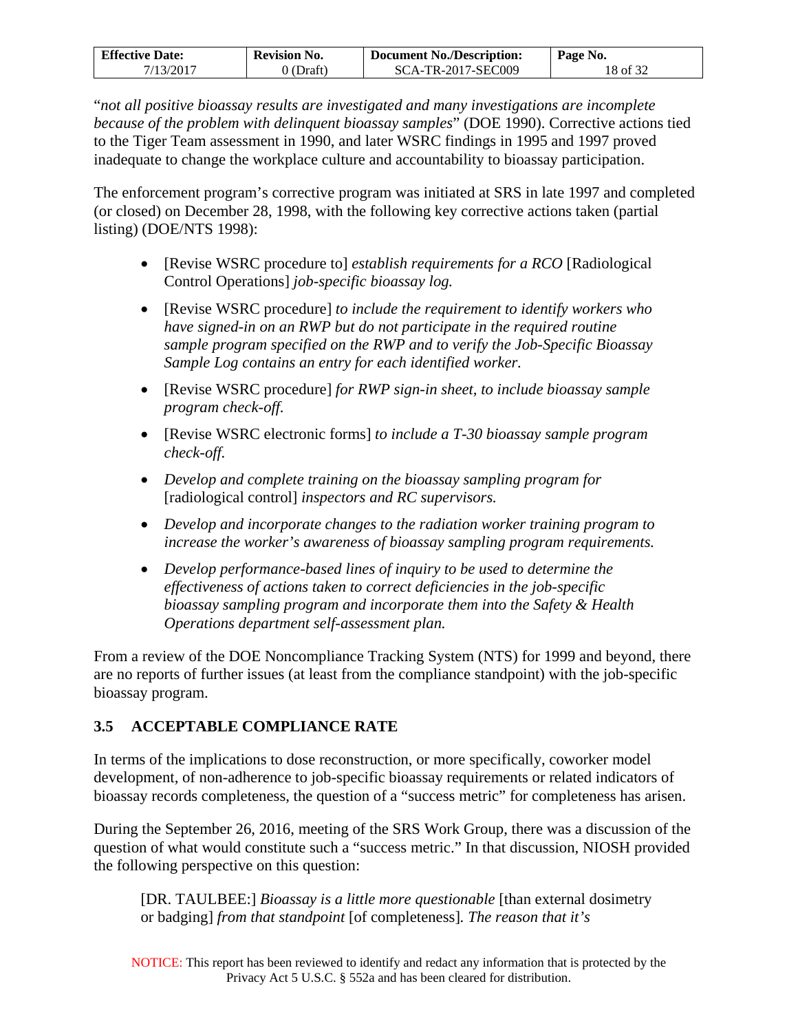"*not all positive bioassay results are investigated and many investigations are incomplete because of the problem with delinquent bioassay samples*" (DOE 1990). Corrective actions tied to the Tiger Team assessment in 1990, and later WSRC findings in 1995 and 1997 proved inadequate to change the workplace culture and accountability to bioassay participation.

The enforcement program's corrective program was initiated at SRS in late 1997 and completed (or closed) on December 28, 1998, with the following key corrective actions taken (partial listing) (DOE/NTS 1998):

- [Revise WSRC procedure to] *establish requirements for a RCO* [Radiological Control Operations] *job-specific bioassay log.*
- [Revise WSRC procedure] *to include the requirement to identify workers who have signed-in on an RWP but do not participate in the required routine sample program specified on the RWP and to verify the Job-Specific Bioassay Sample Log contains an entry for each identified worker.*
- [Revise WSRC procedure] *for RWP sign-in sheet, to include bioassay sample program check-off.*
- [Revise WSRC electronic forms] *to include a T-30 bioassay sample program check-off.*
- *Develop and complete training on the bioassay sampling program for* [radiological control] *inspectors and RC supervisors.*
- *Develop and incorporate changes to the radiation worker training program to increase the worker's awareness of bioassay sampling program requirements.*
- *Develop performance-based lines of inquiry to be used to determine the effectiveness of actions taken to correct deficiencies in the job-specific bioassay sampling program and incorporate them into the Safety & Health Operations department self-assessment plan.*

From a review of the DOE Noncompliance Tracking System (NTS) for 1999 and beyond, there are no reports of further issues (at least from the compliance standpoint) with the job-specific bioassay program.

### 3.5 ACCEPTABLE COMPLIANCE RATE

In terms of the implications to dose reconstruction, or more specifically, coworker model development, of non-adherence to job-specific bioassay requirements or related indicators of bioassay records completeness, the question of a "success metric" for completeness has arisen.

During the September 26, 2016, meeting of the SRS Work Group, there was a discussion of the question of what would constitute such a "success metric." In that discussion, NIOSH provided the following perspective on this question:

> [DR. TAULBEE:] *Bioassay is a little more questionable* [than external dosimetry or badging] *from that standpoint* [of completeness]*. The reason that it's*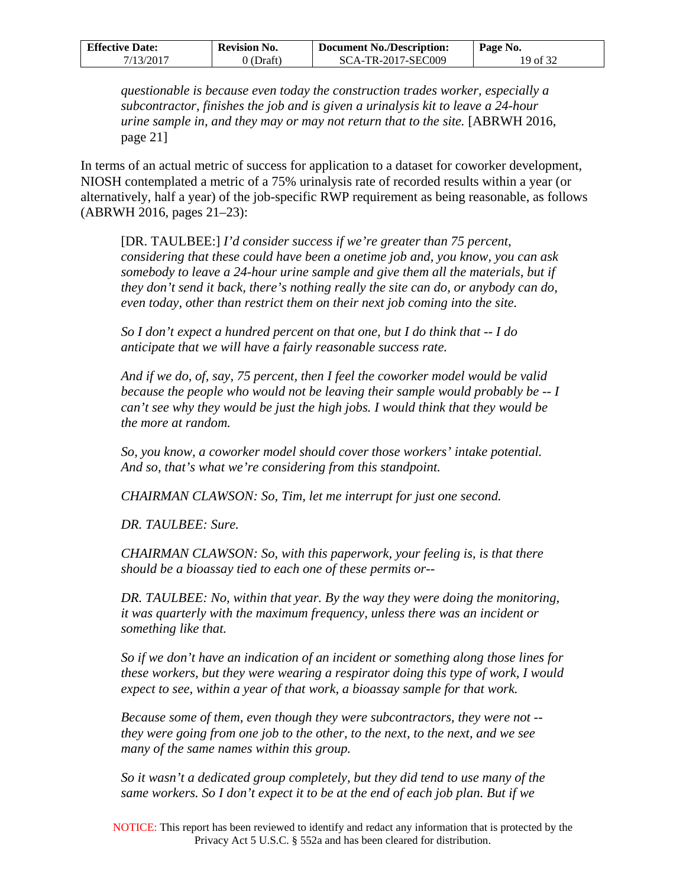> *questionable is because even today the construction trades worker, especially a subcontractor, finishes the job and is given a urinalysis kit to leave a 24-hour urine sample in, and they may or may not return that to the site.* [ABRWH 2016, page 21]

In terms of an actual metric of success for application to a dataset for coworker development, NIOSH contemplated a metric of a 75% urinalysis rate of recorded results within a year (or alternatively, half a year) of the job-specific RWP requirement as being reasonable, as follows (ABRWH 2016, pages 21–23):

> [DR. TAULBEE:] *I'd consider success if we're greater than 75 percent, considering that these could have been a onetime job and, you know, you can ask somebody to leave a 24-hour urine sample and give them all the materials, but if they don't send it back, there's nothing really the site can do, or anybody can do, even today, other than restrict them on their next job coming into the site.*
>
> *So I don't expect a hundred percent on that one, but I do think that -- I do anticipate that we will have a fairly reasonable success rate.*
>
> *And if we do, of, say, 75 percent, then I feel the coworker model would be valid because the people who would not be leaving their sample would probably be -- I can't see why they would be just the high jobs. I would think that they would be the more at random.*
>
> *So, you know, a coworker model should cover those workers' intake potential. And so, that's what we're considering from this standpoint.*
>
> *CHAIRMAN CLAWSON: So, Tim, let me interrupt for just one second.*
>
> *DR. TAULBEE: Sure.*
>
> *CHAIRMAN CLAWSON: So, with this paperwork, your feeling is, is that there should be a bioassay tied to each one of these permits or--*
>
> *DR. TAULBEE: No, within that year. By the way they were doing the monitoring, it was quarterly with the maximum frequency, unless there was an incident or something like that.*
>
> *So if we don't have an indication of an incident or something along those lines for these workers, but they were wearing a respirator doing this type of work, I would expect to see, within a year of that work, a bioassay sample for that work.*
>
> *Because some of them, even though they were subcontractors, they were not -- they were going from one job to the other, to the next, to the next, and we see many of the same names within this group.*
>
> *So it wasn't a dedicated group completely, but they did tend to use many of the same workers. So I don't expect it to be at the end of each job plan. But if we*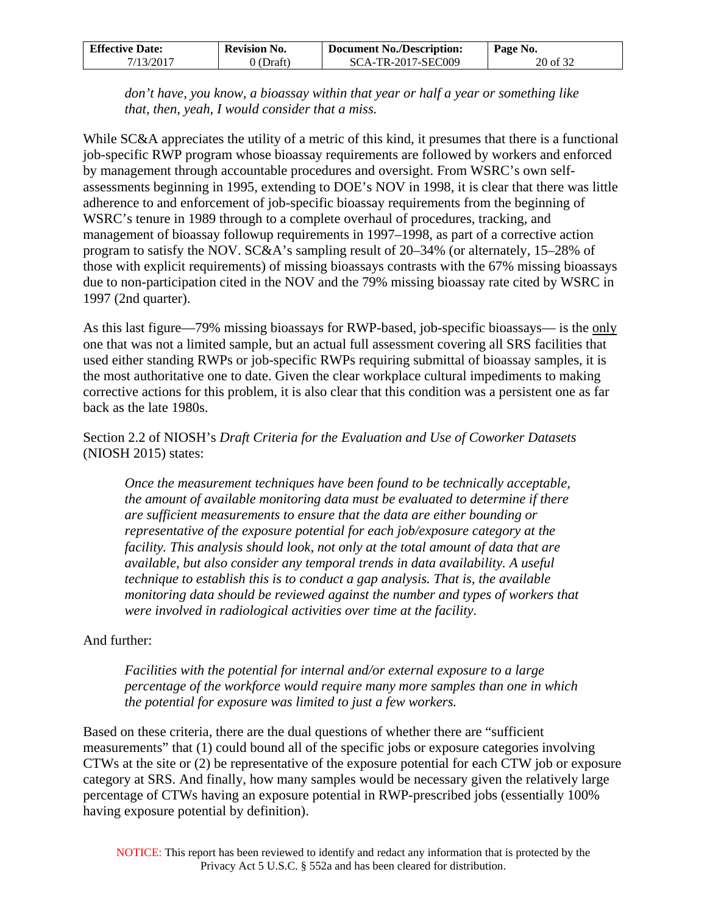*don't have, you know, a bioassay within that year or half a year or something like that, then, yeah, I would consider that a miss.*

While SC&A appreciates the utility of a metric of this kind, it presumes that there is a functional job-specific RWP program whose bioassay requirements are followed by workers and enforced by management through accountable procedures and oversight. From WSRC's own self-assessments beginning in 1995, extending to DOE's NOV in 1998, it is clear that there was little adherence to and enforcement of job-specific bioassay requirements from the beginning of WSRC's tenure in 1989 through to a complete overhaul of procedures, tracking, and management of bioassay followup requirements in 1997–1998, as part of a corrective action program to satisfy the NOV. SC&A's sampling result of 20–34% (or alternately, 15–28% of those with explicit requirements) of missing bioassays contrasts with the 67% missing bioassays due to non-participation cited in the NOV and the 79% missing bioassay rate cited by WSRC in 1997 (2nd quarter).

As this last figure—79% missing bioassays for RWP-based, job-specific bioassays— is the only one that was not a limited sample, but an actual full assessment covering all SRS facilities that used either standing RWPs or job-specific RWPs requiring submittal of bioassay samples, it is the most authoritative one to date. Given the clear workplace cultural impediments to making corrective actions for this problem, it is also clear that this condition was a persistent one as far back as the late 1980s.

Section 2.2 of NIOSH's *Draft Criteria for the Evaluation and Use of Coworker Datasets* (NIOSH 2015) states:

> *Once the measurement techniques have been found to be technically acceptable, the amount of available monitoring data must be evaluated to determine if there are sufficient measurements to ensure that the data are either bounding or representative of the exposure potential for each job/exposure category at the facility. This analysis should look, not only at the total amount of data that are available, but also consider any temporal trends in data availability. A useful technique to establish this is to conduct a gap analysis. That is, the available monitoring data should be reviewed against the number and types of workers that were involved in radiological activities over time at the facility.*

And further:

> *Facilities with the potential for internal and/or external exposure to a large percentage of the workforce would require many more samples than one in which the potential for exposure was limited to just a few workers.*

Based on these criteria, there are the dual questions of whether there are "sufficient measurements" that (1) could bound all of the specific jobs or exposure categories involving CTWs at the site or (2) be representative of the exposure potential for each CTW job or exposure category at SRS. And finally, how many samples would be necessary given the relatively large percentage of CTWs having an exposure potential in RWP-prescribed jobs (essentially 100% having exposure potential by definition).

NOTICE: This report has been reviewed to identify and redact any information that is protected by the Privacy Act 5 U.S.C. § 552a and has been cleared for distribution.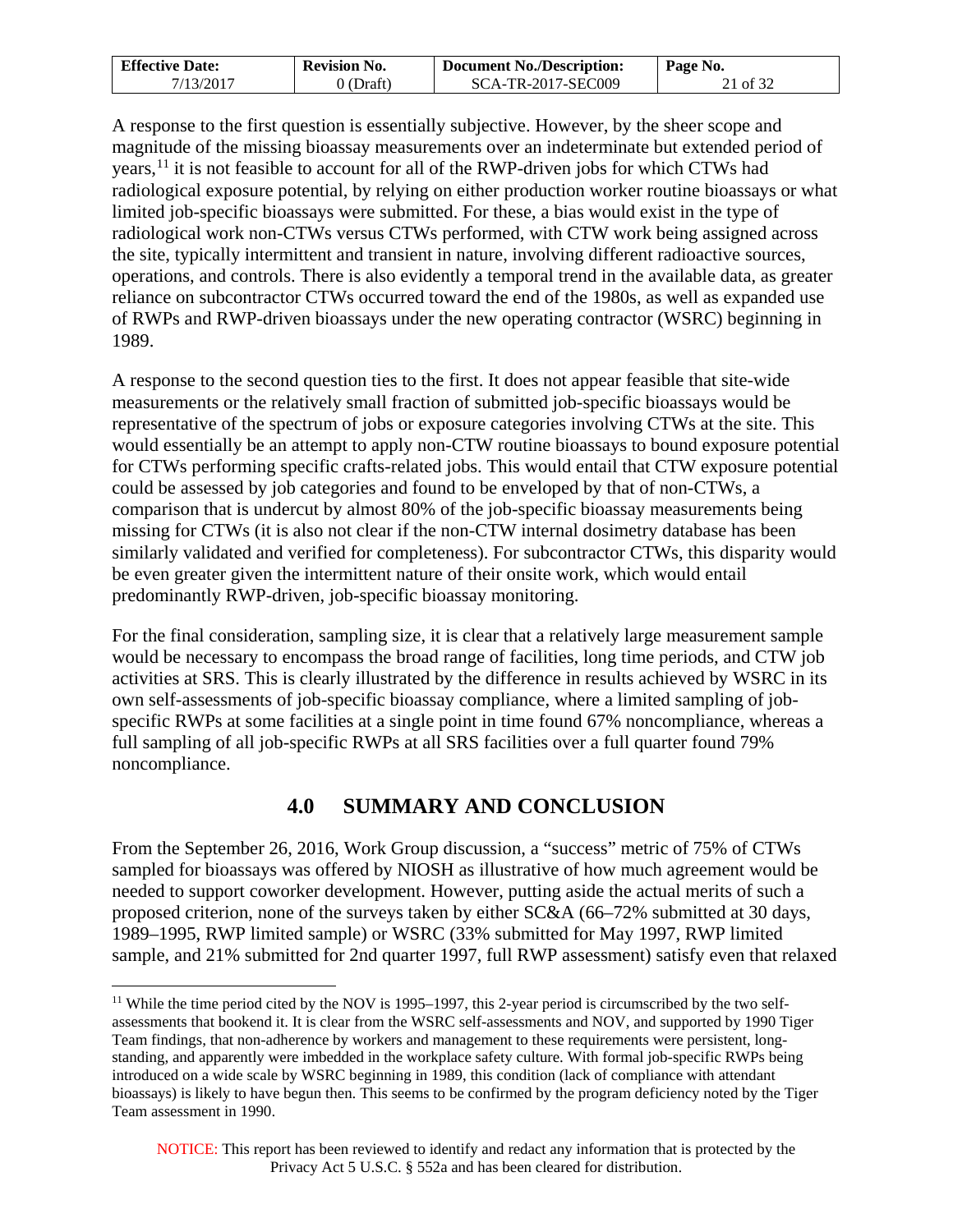A response to the first question is essentially subjective. However, by the sheer scope and magnitude of the missing bioassay measurements over an indeterminate but extended period of years,[11] it is not feasible to account for all of the RWP-driven jobs for which CTWs had radiological exposure potential, by relying on either production worker routine bioassays or what limited job-specific bioassays were submitted. For these, a bias would exist in the type of radiological work non-CTWs versus CTWs performed, with CTW work being assigned across the site, typically intermittent and transient in nature, involving different radioactive sources, operations, and controls. There is also evidently a temporal trend in the available data, as greater reliance on subcontractor CTWs occurred toward the end of the 1980s, as well as expanded use of RWPs and RWP-driven bioassays under the new operating contractor (WSRC) beginning in 1989.

A response to the second question ties to the first. It does not appear feasible that site-wide measurements or the relatively small fraction of submitted job-specific bioassays would be representative of the spectrum of jobs or exposure categories involving CTWs at the site. This would essentially be an attempt to apply non-CTW routine bioassays to bound exposure potential for CTWs performing specific crafts-related jobs. This would entail that CTW exposure potential could be assessed by job categories and found to be enveloped by that of non-CTWs, a comparison that is undercut by almost 80% of the job-specific bioassay measurements being missing for CTWs (it is also not clear if the non-CTW internal dosimetry database has been similarly validated and verified for completeness). For subcontractor CTWs, this disparity would be even greater given the intermittent nature of their onsite work, which would entail predominantly RWP-driven, job-specific bioassay monitoring.

For the final consideration, sampling size, it is clear that a relatively large measurement sample would be necessary to encompass the broad range of facilities, long time periods, and CTW job activities at SRS. This is clearly illustrated by the difference in results achieved by WSRC in its own self-assessments of job-specific bioassay compliance, where a limited sampling of job-specific RWPs at some facilities at a single point in time found 67% noncompliance, whereas a full sampling of all job-specific RWPs at all SRS facilities over a full quarter found 79% noncompliance.

## 4.0 SUMMARY AND CONCLUSION

From the September 26, 2016, Work Group discussion, a "success" metric of 75% of CTWs sampled for bioassays was offered by NIOSH as illustrative of how much agreement would be needed to support coworker development. However, putting aside the actual merits of such a proposed criterion, none of the surveys taken by either SC&A (66–72% submitted at 30 days, 1989–1995, RWP limited sample) or WSRC (33% submitted for May 1997, RWP limited sample, and 21% submitted for 2nd quarter 1997, full RWP assessment) satisfy even that relaxed

---

[11] While the time period cited by the NOV is 1995–1997, this 2-year period is circumscribed by the two self-assessments that bookend it. It is clear from the WSRC self-assessments and NOV, and supported by 1990 Tiger Team findings, that non-adherence by workers and management to these requirements were persistent, long-standing, and apparently were imbedded in the workplace safety culture. With formal job-specific RWPs being introduced on a wide scale by WSRC beginning in 1989, this condition (lack of compliance with attendant bioassays) is likely to have begun then. This seems to be confirmed by the program deficiency noted by the Tiger Team assessment in 1990.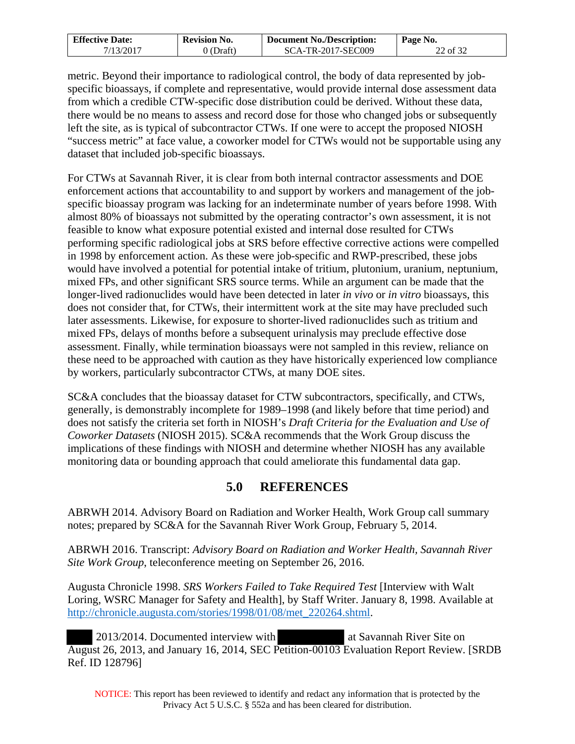metric. Beyond their importance to radiological control, the body of data represented by job-specific bioassays, if complete and representative, would provide internal dose assessment data from which a credible CTW-specific dose distribution could be derived. Without these data, there would be no means to assess and record dose for those who changed jobs or subsequently left the site, as is typical of subcontractor CTWs. If one were to accept the proposed NIOSH "success metric" at face value, a coworker model for CTWs would not be supportable using any dataset that included job-specific bioassays.

For CTWs at Savannah River, it is clear from both internal contractor assessments and DOE enforcement actions that accountability to and support by workers and management of the job-specific bioassay program was lacking for an indeterminate number of years before 1998. With almost 80% of bioassays not submitted by the operating contractor's own assessment, it is not feasible to know what exposure potential existed and internal dose resulted for CTWs performing specific radiological jobs at SRS before effective corrective actions were compelled in 1998 by enforcement action. As these were job-specific and RWP-prescribed, these jobs would have involved a potential for potential intake of tritium, plutonium, uranium, neptunium, mixed FPs, and other significant SRS source terms. While an argument can be made that the longer-lived radionuclides would have been detected in later *in vivo* or *in vitro* bioassays, this does not consider that, for CTWs, their intermittent work at the site may have precluded such later assessments. Likewise, for exposure to shorter-lived radionuclides such as tritium and mixed FPs, delays of months before a subsequent urinalysis may preclude effective dose assessment. Finally, while termination bioassays were not sampled in this review, reliance on these need to be approached with caution as they have historically experienced low compliance by workers, particularly subcontractor CTWs, at many DOE sites.

SC&A concludes that the bioassay dataset for CTW subcontractors, specifically, and CTWs, generally, is demonstrably incomplete for 1989–1998 (and likely before that time period) and does not satisfy the criteria set forth in NIOSH's *Draft Criteria for the Evaluation and Use of Coworker Datasets* (NIOSH 2015). SC&A recommends that the Work Group discuss the implications of these findings with NIOSH and determine whether NIOSH has any available monitoring data or bounding approach that could ameliorate this fundamental data gap.

# 5.0 REFERENCES

ABRWH 2014. Advisory Board on Radiation and Worker Health, Work Group call summary notes; prepared by SC&A for the Savannah River Work Group, February 5, 2014.

ABRWH 2016. Transcript: *Advisory Board on Radiation and Worker Health, Savannah River Site Work Group*, teleconference meeting on September 26, 2016.

Augusta Chronicle 1998. *SRS Workers Failed to Take Required Test* [Interview with Walt Loring, WSRC Manager for Safety and Health], by Staff Writer. January 8, 1998. Available at http://chronicle.augusta.com/stories/1998/01/08/met_220264.shtml.

[REDACTED] 2013/2014. Documented interview with [REDACTED] at Savannah River Site on August 26, 2013, and January 16, 2014, SEC Petition-00103 Evaluation Report Review. [SRDB Ref. ID 128796]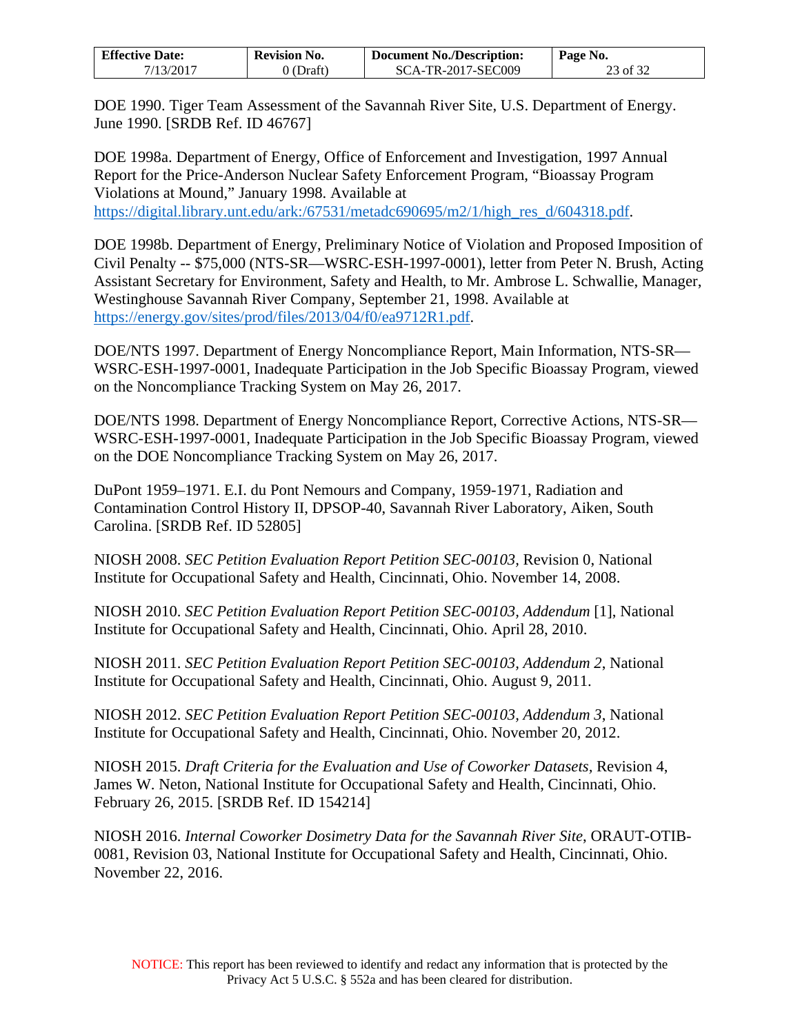DOE 1990. Tiger Team Assessment of the Savannah River Site, U.S. Department of Energy. June 1990. [SRDB Ref. ID 46767]

DOE 1998a. Department of Energy, Office of Enforcement and Investigation, 1997 Annual Report for the Price-Anderson Nuclear Safety Enforcement Program, "Bioassay Program Violations at Mound," January 1998. Available at https://digital.library.unt.edu/ark:/67531/metadc690695/m2/1/high_res_d/604318.pdf.

DOE 1998b. Department of Energy, Preliminary Notice of Violation and Proposed Imposition of Civil Penalty -- $75,000 (NTS-SR—WSRC-ESH-1997-0001), letter from Peter N. Brush, Acting Assistant Secretary for Environment, Safety and Health, to Mr. Ambrose L. Schwallie, Manager, Westinghouse Savannah River Company, September 21, 1998. Available at https://energy.gov/sites/prod/files/2013/04/f0/ea9712R1.pdf.

DOE/NTS 1997. Department of Energy Noncompliance Report, Main Information, NTS-SR—WSRC-ESH-1997-0001, Inadequate Participation in the Job Specific Bioassay Program, viewed on the Noncompliance Tracking System on May 26, 2017.

DOE/NTS 1998. Department of Energy Noncompliance Report, Corrective Actions, NTS-SR—WSRC-ESH-1997-0001, Inadequate Participation in the Job Specific Bioassay Program, viewed on the DOE Noncompliance Tracking System on May 26, 2017.

DuPont 1959–1971. E.I. du Pont Nemours and Company, 1959-1971, Radiation and Contamination Control History II, DPSOP-40, Savannah River Laboratory, Aiken, South Carolina. [SRDB Ref. ID 52805]

NIOSH 2008. *SEC Petition Evaluation Report Petition SEC-00103*, Revision 0, National Institute for Occupational Safety and Health, Cincinnati, Ohio. November 14, 2008.

NIOSH 2010. *SEC Petition Evaluation Report Petition SEC-00103, Addendum* [1], National Institute for Occupational Safety and Health, Cincinnati, Ohio. April 28, 2010.

NIOSH 2011. *SEC Petition Evaluation Report Petition SEC-00103, Addendum 2*, National Institute for Occupational Safety and Health, Cincinnati, Ohio. August 9, 2011.

NIOSH 2012. *SEC Petition Evaluation Report Petition SEC-00103, Addendum 3*, National Institute for Occupational Safety and Health, Cincinnati, Ohio. November 20, 2012.

NIOSH 2015. *Draft Criteria for the Evaluation and Use of Coworker Datasets*, Revision 4, James W. Neton, National Institute for Occupational Safety and Health, Cincinnati, Ohio. February 26, 2015. [SRDB Ref. ID 154214]

NIOSH 2016. *Internal Coworker Dosimetry Data for the Savannah River Site*, ORAUT-OTIB-0081, Revision 03, National Institute for Occupational Safety and Health, Cincinnati, Ohio. November 22, 2016.

NOTICE: This report has been reviewed to identify and redact any information that is protected by the Privacy Act 5 U.S.C. § 552a and has been cleared for distribution.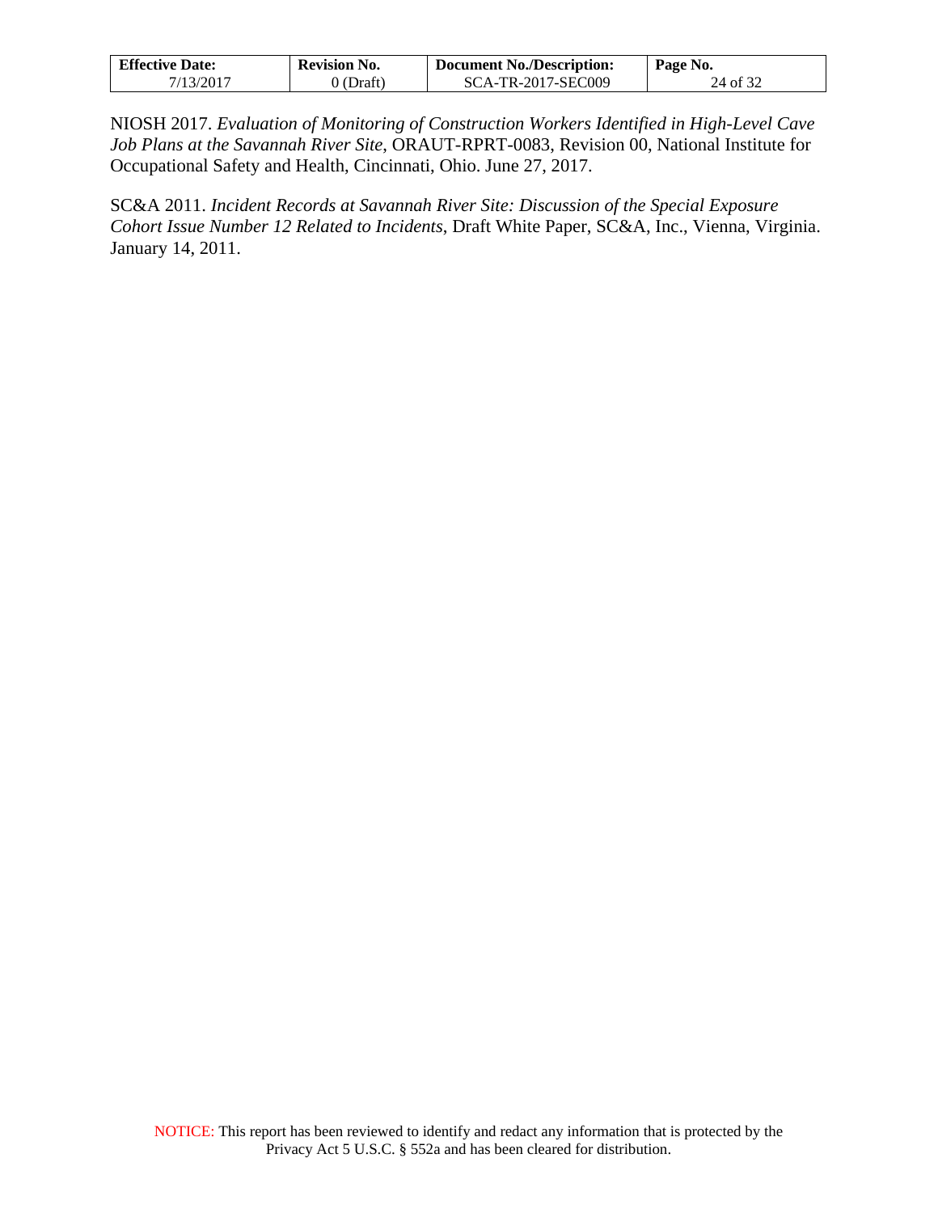NIOSH 2017. *Evaluation of Monitoring of Construction Workers Identified in High-Level Cave Job Plans at the Savannah River Site*, ORAUT-RPRT-0083, Revision 00, National Institute for Occupational Safety and Health, Cincinnati, Ohio. June 27, 2017.

SC&A 2011. *Incident Records at Savannah River Site: Discussion of the Special Exposure Cohort Issue Number 12 Related to Incidents*, Draft White Paper, SC&A, Inc., Vienna, Virginia. January 14, 2011.

NOTICE: This report has been reviewed to identify and redact any information that is protected by the Privacy Act 5 U.S.C. § 552a and has been cleared for distribution.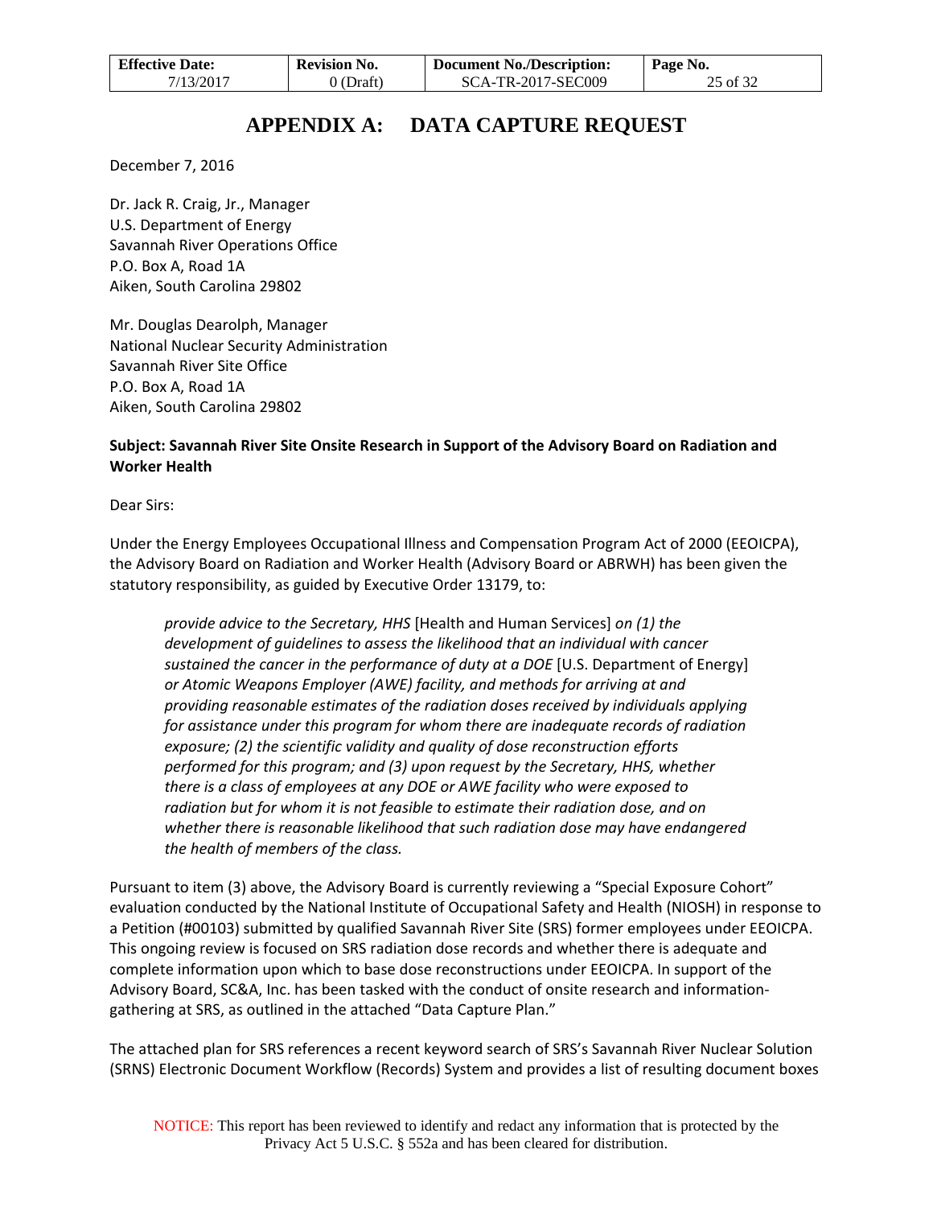# APPENDIX A: DATA CAPTURE REQUEST

December 7, 2016

Dr. Jack R. Craig, Jr., Manager
U.S. Department of Energy
Savannah River Operations Office
P.O. Box A, Road 1A
Aiken, South Carolina 29802

Mr. Douglas Dearolph, Manager
National Nuclear Security Administration
Savannah River Site Office
P.O. Box A, Road 1A
Aiken, South Carolina 29802

**Subject: Savannah River Site Onsite Research in Support of the Advisory Board on Radiation and Worker Health**

Dear Sirs:

Under the Energy Employees Occupational Illness and Compensation Program Act of 2000 (EEOICPA), the Advisory Board on Radiation and Worker Health (Advisory Board or ABRWH) has been given the statutory responsibility, as guided by Executive Order 13179, to:

> *provide advice to the Secretary, HHS* [Health and Human Services] *on (1) the development of guidelines to assess the likelihood that an individual with cancer sustained the cancer in the performance of duty at a DOE* [U.S. Department of Energy] *or Atomic Weapons Employer (AWE) facility, and methods for arriving at and providing reasonable estimates of the radiation doses received by individuals applying for assistance under this program for whom there are inadequate records of radiation exposure; (2) the scientific validity and quality of dose reconstruction efforts performed for this program; and (3) upon request by the Secretary, HHS, whether there is a class of employees at any DOE or AWE facility who were exposed to radiation but for whom it is not feasible to estimate their radiation dose, and on whether there is reasonable likelihood that such radiation dose may have endangered the health of members of the class.*

Pursuant to item (3) above, the Advisory Board is currently reviewing a "Special Exposure Cohort" evaluation conducted by the National Institute of Occupational Safety and Health (NIOSH) in response to a Petition (#00103) submitted by qualified Savannah River Site (SRS) former employees under EEOICPA. This ongoing review is focused on SRS radiation dose records and whether there is adequate and complete information upon which to base dose reconstructions under EEOICPA. In support of the Advisory Board, SC&A, Inc. has been tasked with the conduct of onsite research and information-gathering at SRS, as outlined in the attached "Data Capture Plan."

The attached plan for SRS references a recent keyword search of SRS's Savannah River Nuclear Solution (SRNS) Electronic Document Workflow (Records) System and provides a list of resulting document boxes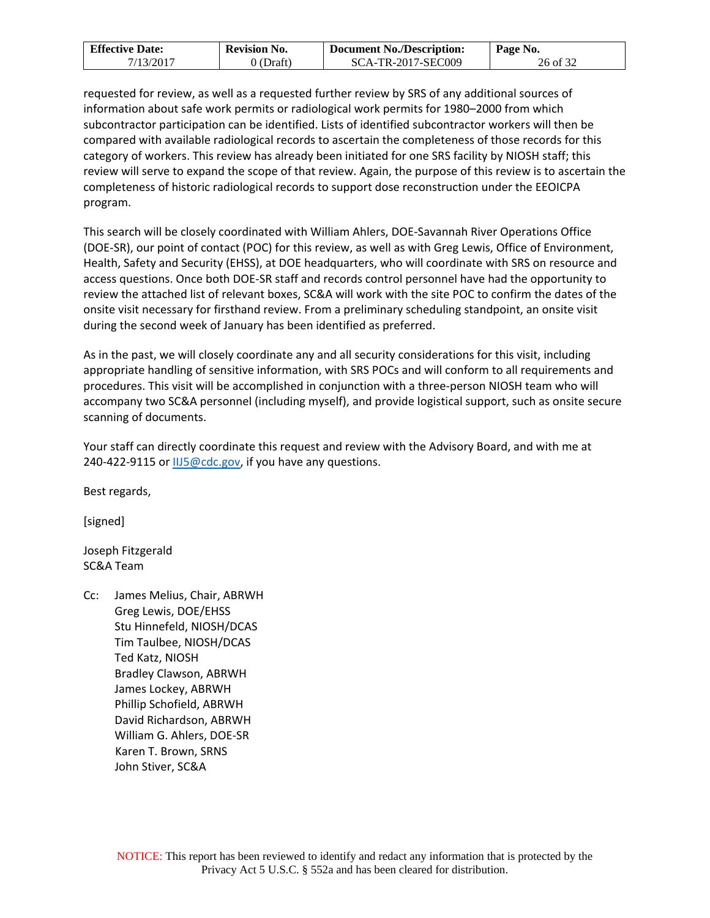requested for review, as well as a requested further review by SRS of any additional sources of information about safe work permits or radiological work permits for 1980–2000 from which subcontractor participation can be identified. Lists of identified subcontractor workers will then be compared with available radiological records to ascertain the completeness of those records for this category of workers. This review has already been initiated for one SRS facility by NIOSH staff; this review will serve to expand the scope of that review. Again, the purpose of this review is to ascertain the completeness of historic radiological records to support dose reconstruction under the EEOICPA program.

This search will be closely coordinated with William Ahlers, DOE-Savannah River Operations Office (DOE-SR), our point of contact (POC) for this review, as well as with Greg Lewis, Office of Environment, Health, Safety and Security (EHSS), at DOE headquarters, who will coordinate with SRS on resource and access questions. Once both DOE-SR staff and records control personnel have had the opportunity to review the attached list of relevant boxes, SC&A will work with the site POC to confirm the dates of the onsite visit necessary for firsthand review. From a preliminary scheduling standpoint, an onsite visit during the second week of January has been identified as preferred.

As in the past, we will closely coordinate any and all security considerations for this visit, including appropriate handling of sensitive information, with SRS POCs and will conform to all requirements and procedures. This visit will be accomplished in conjunction with a three-person NIOSH team who will accompany two SC&A personnel (including myself), and provide logistical support, such as onsite secure scanning of documents.

Your staff can directly coordinate this request and review with the Advisory Board, and with me at 240-422-9115 or IIJ5@cdc.gov, if you have any questions.

Best regards,

[signed]

Joseph Fitzgerald
SC&A Team

Cc: James Melius, Chair, ABRWH
Greg Lewis, DOE/EHSS
Stu Hinnefeld, NIOSH/DCAS
Tim Taulbee, NIOSH/DCAS
Ted Katz, NIOSH
Bradley Clawson, ABRWH
James Lockey, ABRWH
Phillip Schofield, ABRWH
David Richardson, ABRWH
William G. Ahlers, DOE-SR
Karen T. Brown, SRNS
John Stiver, SC&A

NOTICE: This report has been reviewed to identify and redact any information that is protected by the Privacy Act 5 U.S.C. § 552a and has been cleared for distribution.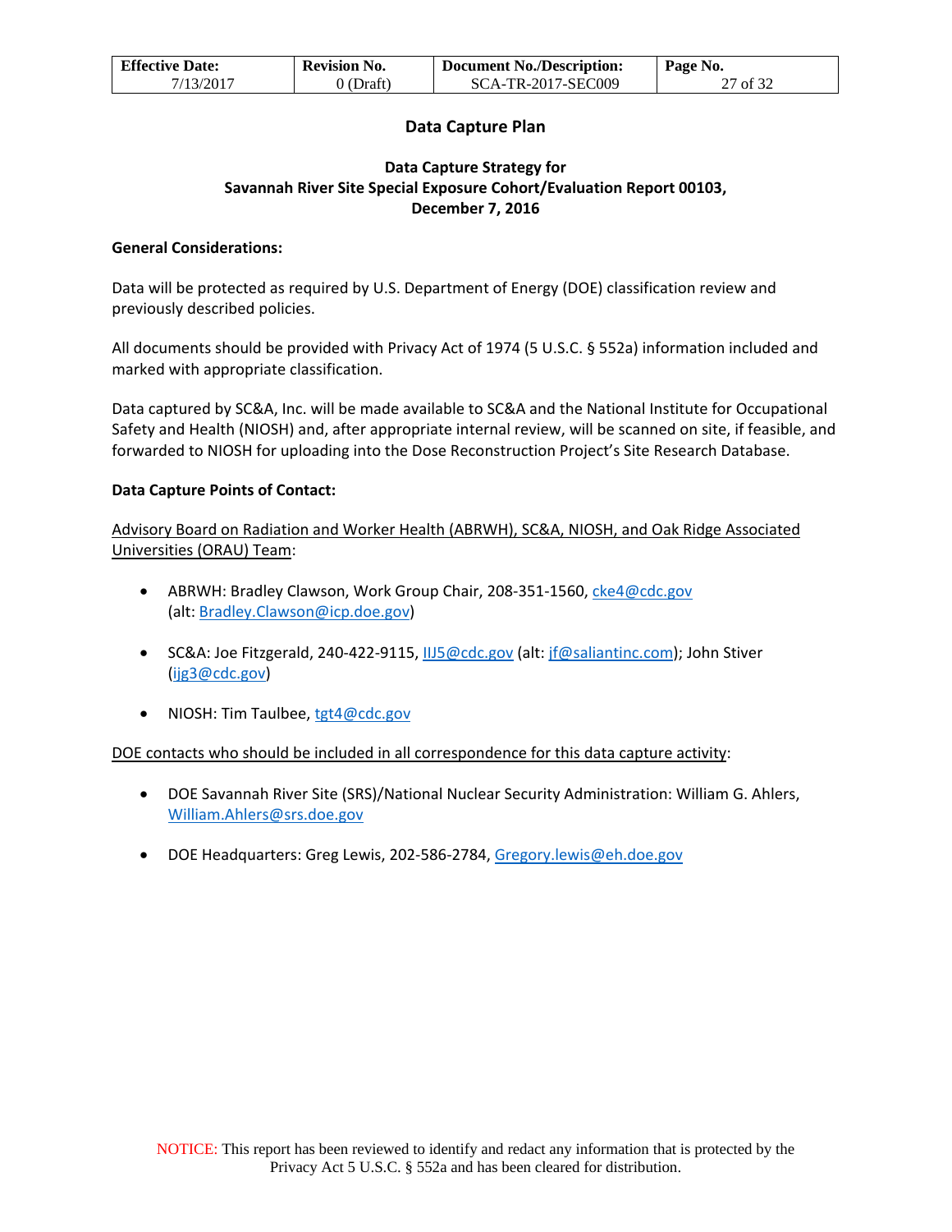## Data Capture Plan

### Data Capture Strategy for Savannah River Site Special Exposure Cohort/Evaluation Report 00103, December 7, 2016

**General Considerations:**

Data will be protected as required by U.S. Department of Energy (DOE) classification review and previously described policies.

All documents should be provided with Privacy Act of 1974 (5 U.S.C. § 552a) information included and marked with appropriate classification.

Data captured by SC&A, Inc. will be made available to SC&A and the National Institute for Occupational Safety and Health (NIOSH) and, after appropriate internal review, will be scanned on site, if feasible, and forwarded to NIOSH for uploading into the Dose Reconstruction Project's Site Research Database.

**Data Capture Points of Contact:**

Advisory Board on Radiation and Worker Health (ABRWH), SC&A, NIOSH, and Oak Ridge Associated Universities (ORAU) Team:

- ABRWH: Bradley Clawson, Work Group Chair, 208-351-1560, cke4@cdc.gov (alt: Bradley.Clawson@icp.doe.gov)
- SC&A: Joe Fitzgerald, 240-422-9115, IIJ5@cdc.gov (alt: jf@saliantinc.com); John Stiver (ijg3@cdc.gov)
- NIOSH: Tim Taulbee, tgt4@cdc.gov

DOE contacts who should be included in all correspondence for this data capture activity:

- DOE Savannah River Site (SRS)/National Nuclear Security Administration: William G. Ahlers, William.Ahlers@srs.doe.gov
- DOE Headquarters: Greg Lewis, 202-586-2784, Gregory.lewis@eh.doe.gov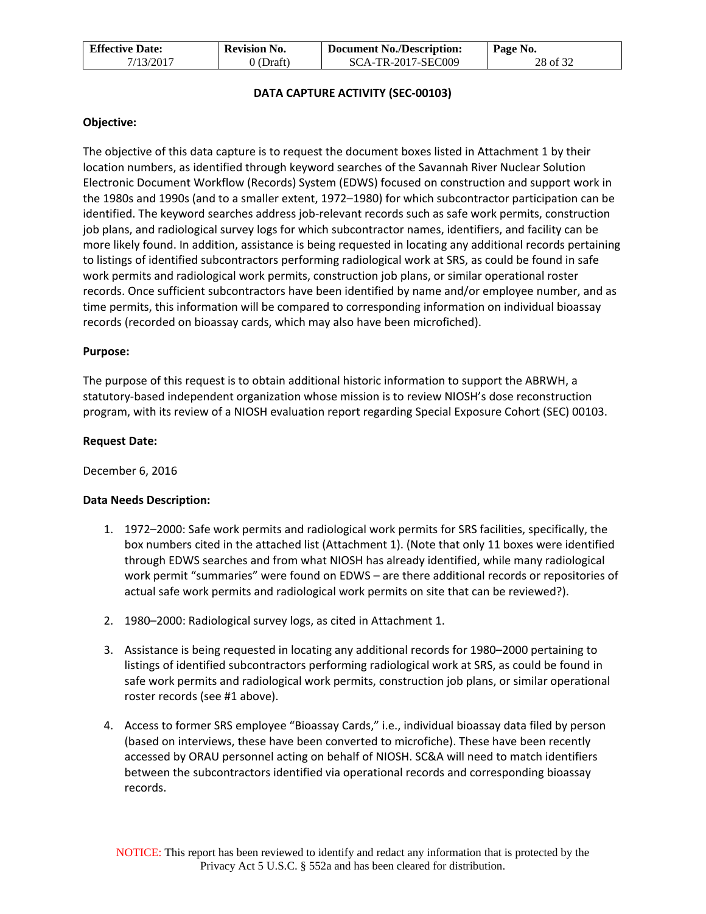## DATA CAPTURE ACTIVITY (SEC-00103)

**Objective:**

The objective of this data capture is to request the document boxes listed in Attachment 1 by their location numbers, as identified through keyword searches of the Savannah River Nuclear Solution Electronic Document Workflow (Records) System (EDWS) focused on construction and support work in the 1980s and 1990s (and to a smaller extent, 1972–1980) for which subcontractor participation can be identified. The keyword searches address job-relevant records such as safe work permits, construction job plans, and radiological survey logs for which subcontractor names, identifiers, and facility can be more likely found. In addition, assistance is being requested in locating any additional records pertaining to listings of identified subcontractors performing radiological work at SRS, as could be found in safe work permits and radiological work permits, construction job plans, or similar operational roster records. Once sufficient subcontractors have been identified by name and/or employee number, and as time permits, this information will be compared to corresponding information on individual bioassay records (recorded on bioassay cards, which may also have been microfiched).

**Purpose:**

The purpose of this request is to obtain additional historic information to support the ABRWH, a statutory-based independent organization whose mission is to review NIOSH's dose reconstruction program, with its review of a NIOSH evaluation report regarding Special Exposure Cohort (SEC) 00103.

**Request Date:**

December 6, 2016

**Data Needs Description:**

1. 1972–2000: Safe work permits and radiological work permits for SRS facilities, specifically, the box numbers cited in the attached list (Attachment 1). (Note that only 11 boxes were identified through EDWS searches and from what NIOSH has already identified, while many radiological work permit "summaries" were found on EDWS – are there additional records or repositories of actual safe work permits and radiological work permits on site that can be reviewed?).

2. 1980–2000: Radiological survey logs, as cited in Attachment 1.

3. Assistance is being requested in locating any additional records for 1980–2000 pertaining to listings of identified subcontractors performing radiological work at SRS, as could be found in safe work permits and radiological work permits, construction job plans, or similar operational roster records (see #1 above).

4. Access to former SRS employee "Bioassay Cards," i.e., individual bioassay data filed by person (based on interviews, these have been converted to microfiche). These have been recently accessed by ORAU personnel acting on behalf of NIOSH. SC&A will need to match identifiers between the subcontractors identified via operational records and corresponding bioassay records.

NOTICE: This report has been reviewed to identify and redact any information that is protected by the Privacy Act 5 U.S.C. § 552a and has been cleared for distribution.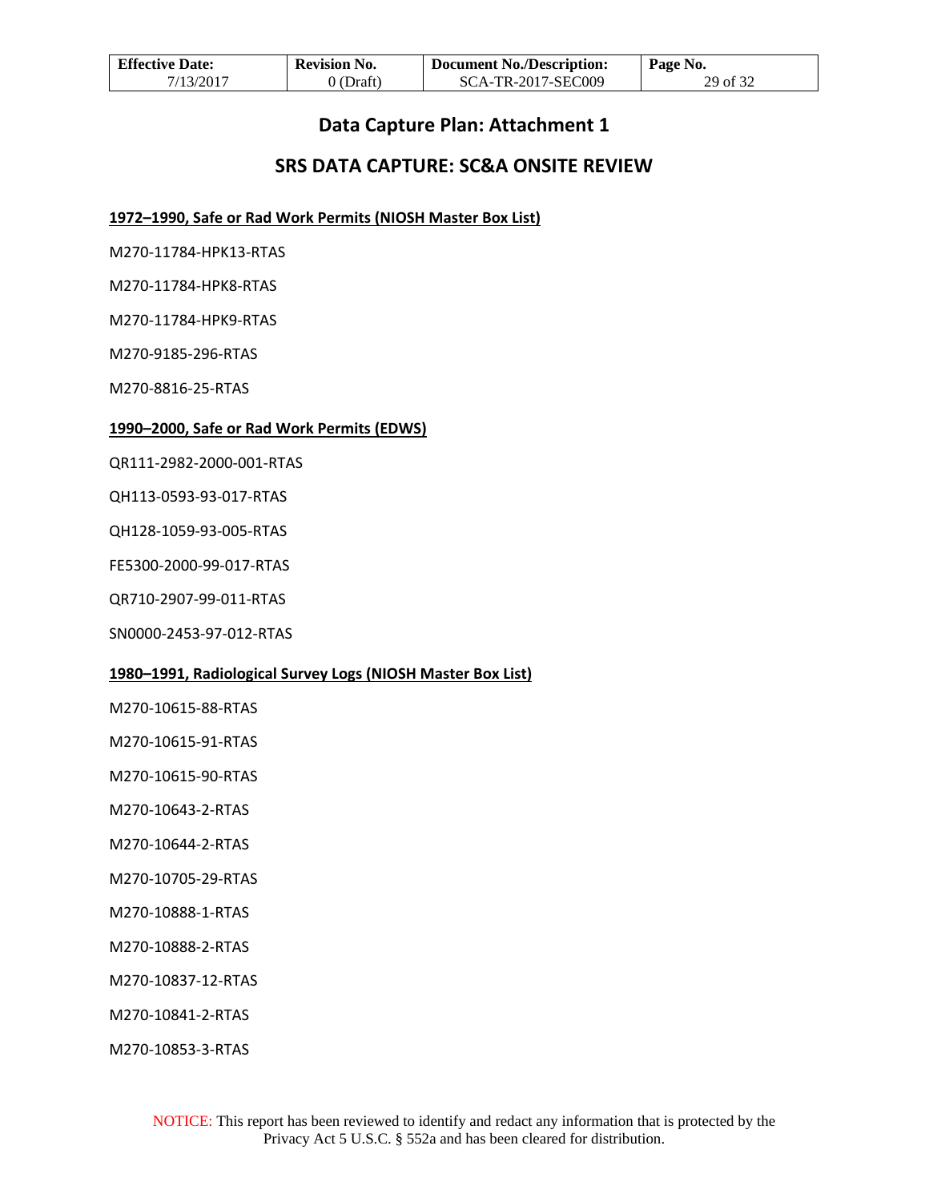## Data Capture Plan: Attachment 1

## SRS DATA CAPTURE: SC&A ONSITE REVIEW

**1972–1990, Safe or Rad Work Permits (NIOSH Master Box List)**

M270-11784-HPK13-RTAS

M270-11784-HPK8-RTAS

M270-11784-HPK9-RTAS

M270-9185-296-RTAS

M270-8816-25-RTAS

**1990–2000, Safe or Rad Work Permits (EDWS)**

QR111-2982-2000-001-RTAS

QH113-0593-93-017-RTAS

QH128-1059-93-005-RTAS

FE5300-2000-99-017-RTAS

QR710-2907-99-011-RTAS

SN0000-2453-97-012-RTAS

**1980–1991, Radiological Survey Logs (NIOSH Master Box List)**

M270-10615-88-RTAS

M270-10615-91-RTAS

M270-10615-90-RTAS

M270-10643-2-RTAS

M270-10644-2-RTAS

M270-10705-29-RTAS

M270-10888-1-RTAS

M270-10888-2-RTAS

M270-10837-12-RTAS

M270-10841-2-RTAS

M270-10853-3-RTAS

NOTICE: This report has been reviewed to identify and redact any information that is protected by the Privacy Act 5 U.S.C. § 552a and has been cleared for distribution.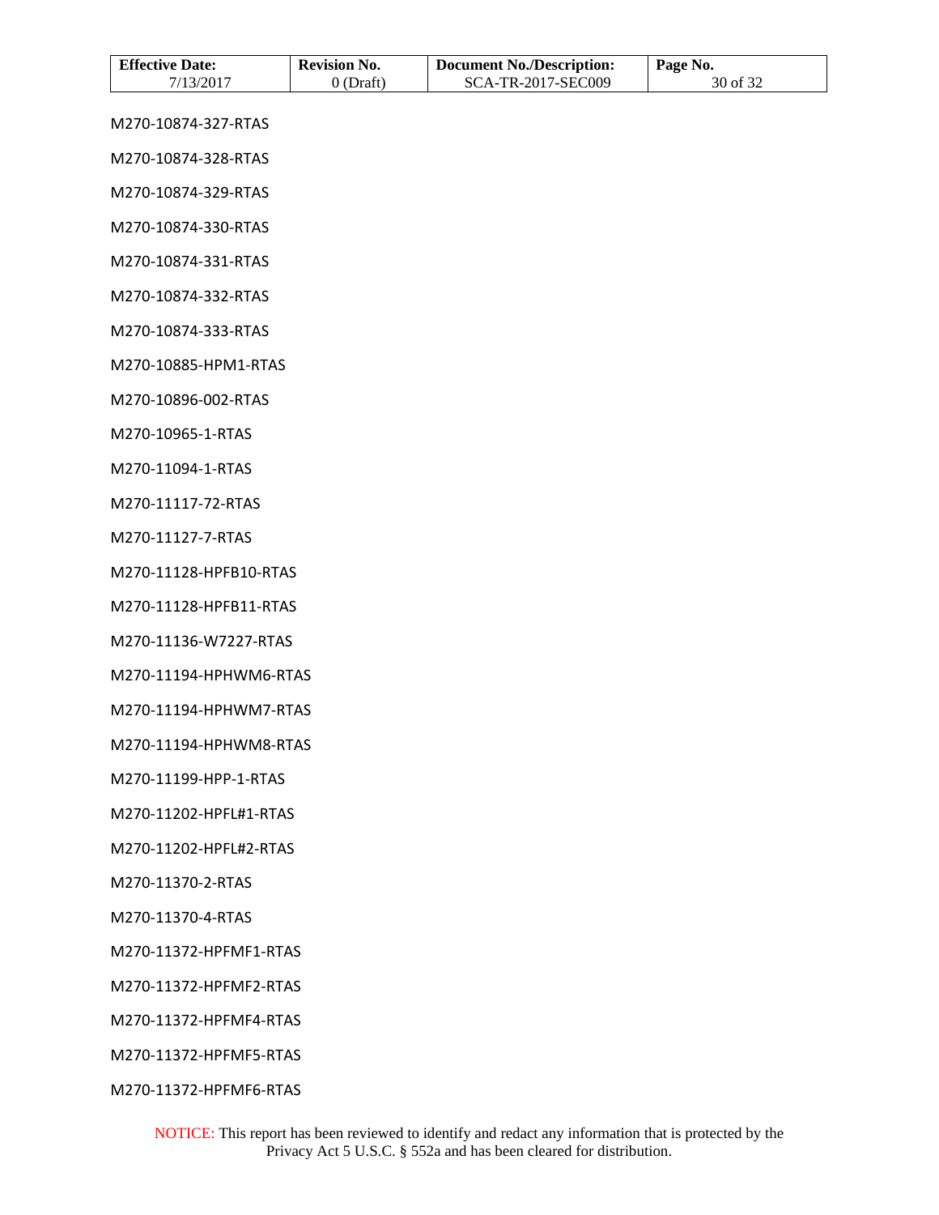M270-10874-327-RTAS

M270-10874-328-RTAS

M270-10874-329-RTAS

M270-10874-330-RTAS

M270-10874-331-RTAS

M270-10874-332-RTAS

M270-10874-333-RTAS

M270-10885-HPM1-RTAS

M270-10896-002-RTAS

M270-10965-1-RTAS

M270-11094-1-RTAS

M270-11117-72-RTAS

M270-11127-7-RTAS

M270-11128-HPFB10-RTAS

M270-11128-HPFB11-RTAS

M270-11136-W7227-RTAS

M270-11194-HPHWM6-RTAS

M270-11194-HPHWM7-RTAS

M270-11194-HPHWM8-RTAS

M270-11199-HPP-1-RTAS

M270-11202-HPFL#1-RTAS

M270-11202-HPFL#2-RTAS

M270-11370-2-RTAS

M270-11370-4-RTAS

M270-11372-HPFMF1-RTAS

M270-11372-HPFMF2-RTAS

M270-11372-HPFMF4-RTAS

M270-11372-HPFMF5-RTAS

M270-11372-HPFMF6-RTAS

NOTICE: This report has been reviewed to identify and redact any information that is protected by the Privacy Act 5 U.S.C. § 552a and has been cleared for distribution.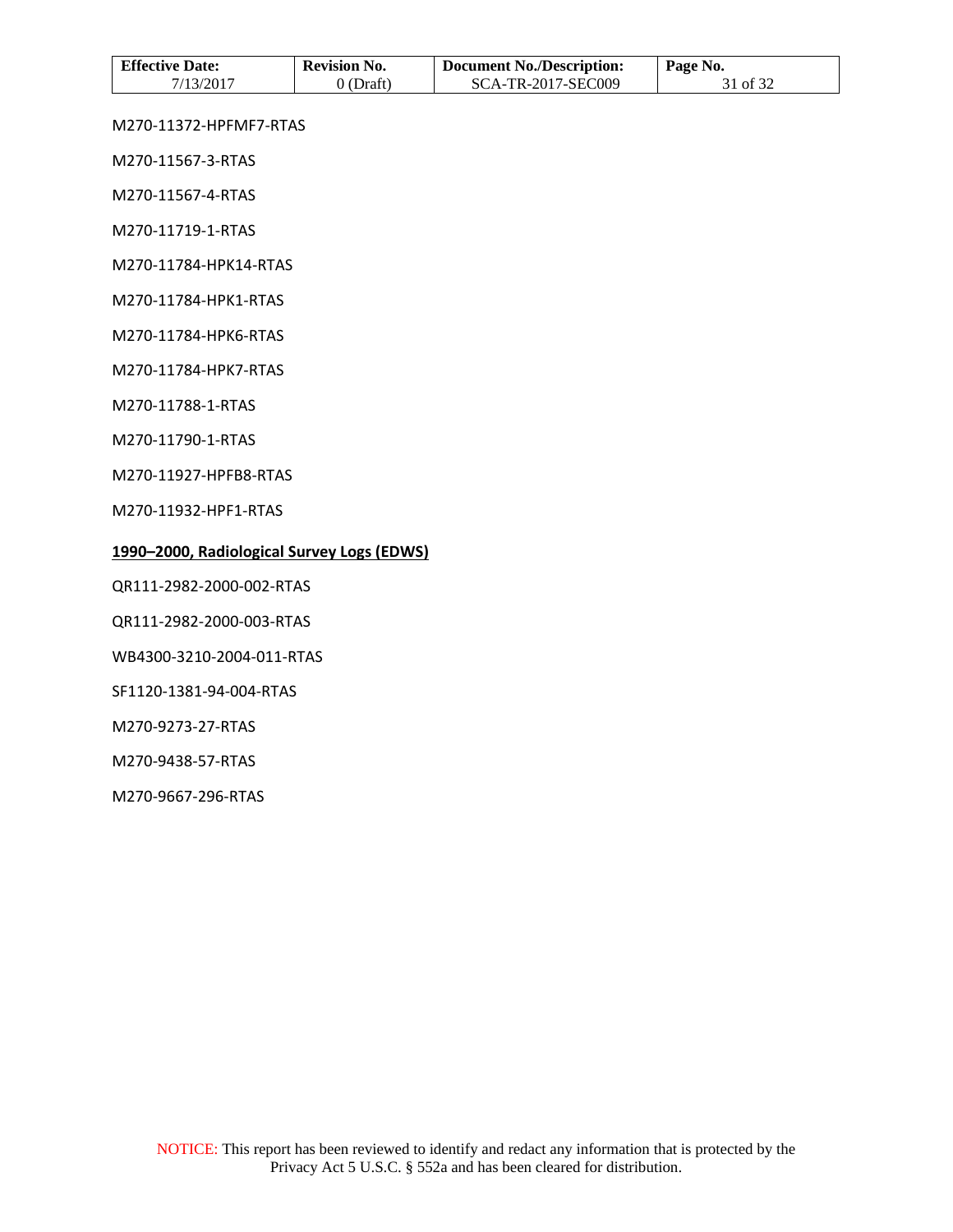M270-11372-HPFMF7-RTAS

M270-11567-3-RTAS

M270-11567-4-RTAS

M270-11719-1-RTAS

M270-11784-HPK14-RTAS

M270-11784-HPK1-RTAS

M270-11784-HPK6-RTAS

M270-11784-HPK7-RTAS

M270-11788-1-RTAS

M270-11790-1-RTAS

M270-11927-HPFB8-RTAS

M270-11932-HPF1-RTAS

**1990–2000, Radiological Survey Logs (EDWS)**

QR111-2982-2000-002-RTAS

QR111-2982-2000-003-RTAS

WB4300-3210-2004-011-RTAS

SF1120-1381-94-004-RTAS

M270-9273-27-RTAS

M270-9438-57-RTAS

M270-9667-296-RTAS

NOTICE: This report has been reviewed to identify and redact any information that is protected by the Privacy Act 5 U.S.C. § 552a and has been cleared for distribution.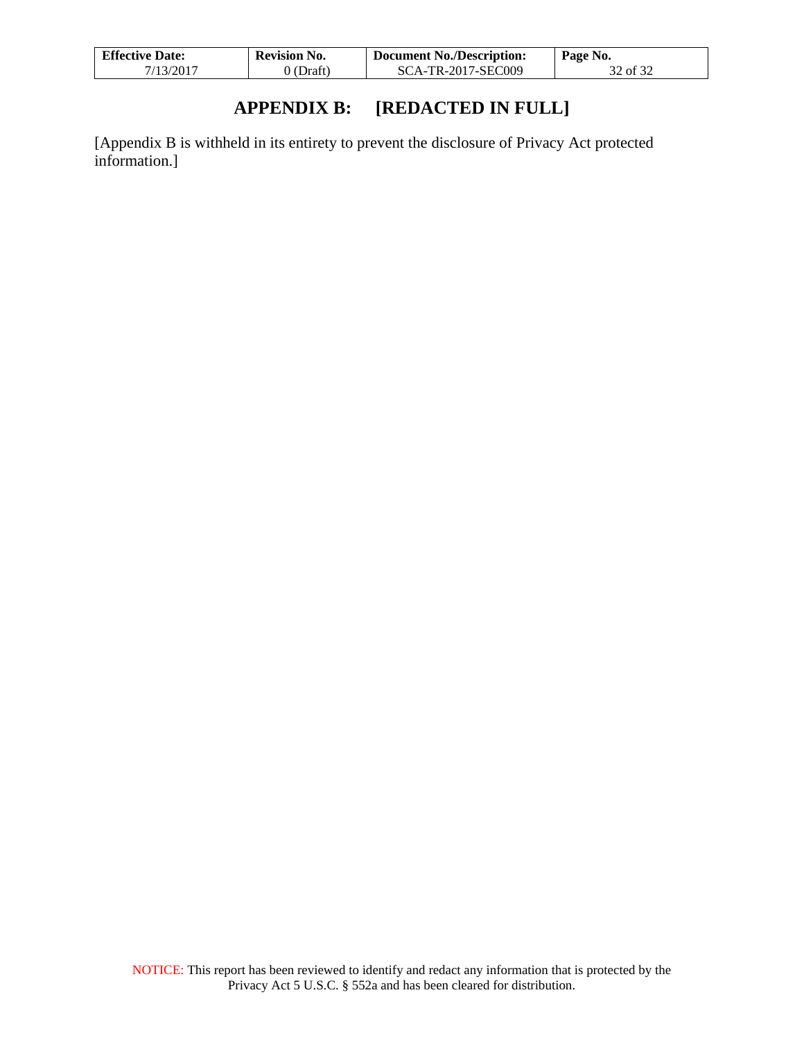# APPENDIX B: [REDACTED IN FULL]

[Appendix B is withheld in its entirety to prevent the disclosure of Privacy Act protected information.]

NOTICE: This report has been reviewed to identify and redact any information that is protected by the Privacy Act 5 U.S.C. § 552a and has been cleared for distribution.